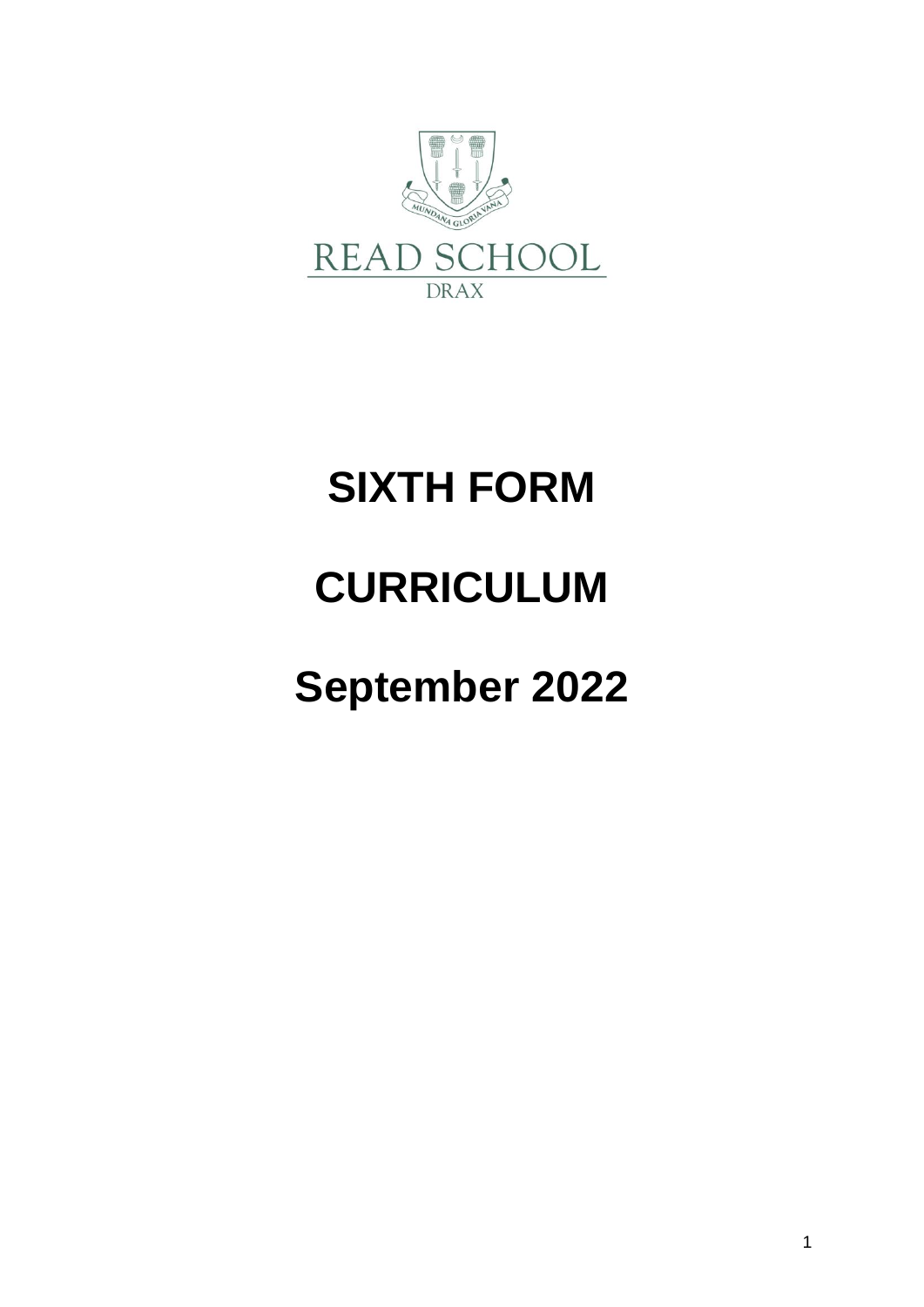READ SCHOOL

DRAX

# SIXTH FORM

# CURRICULUM

# September 2022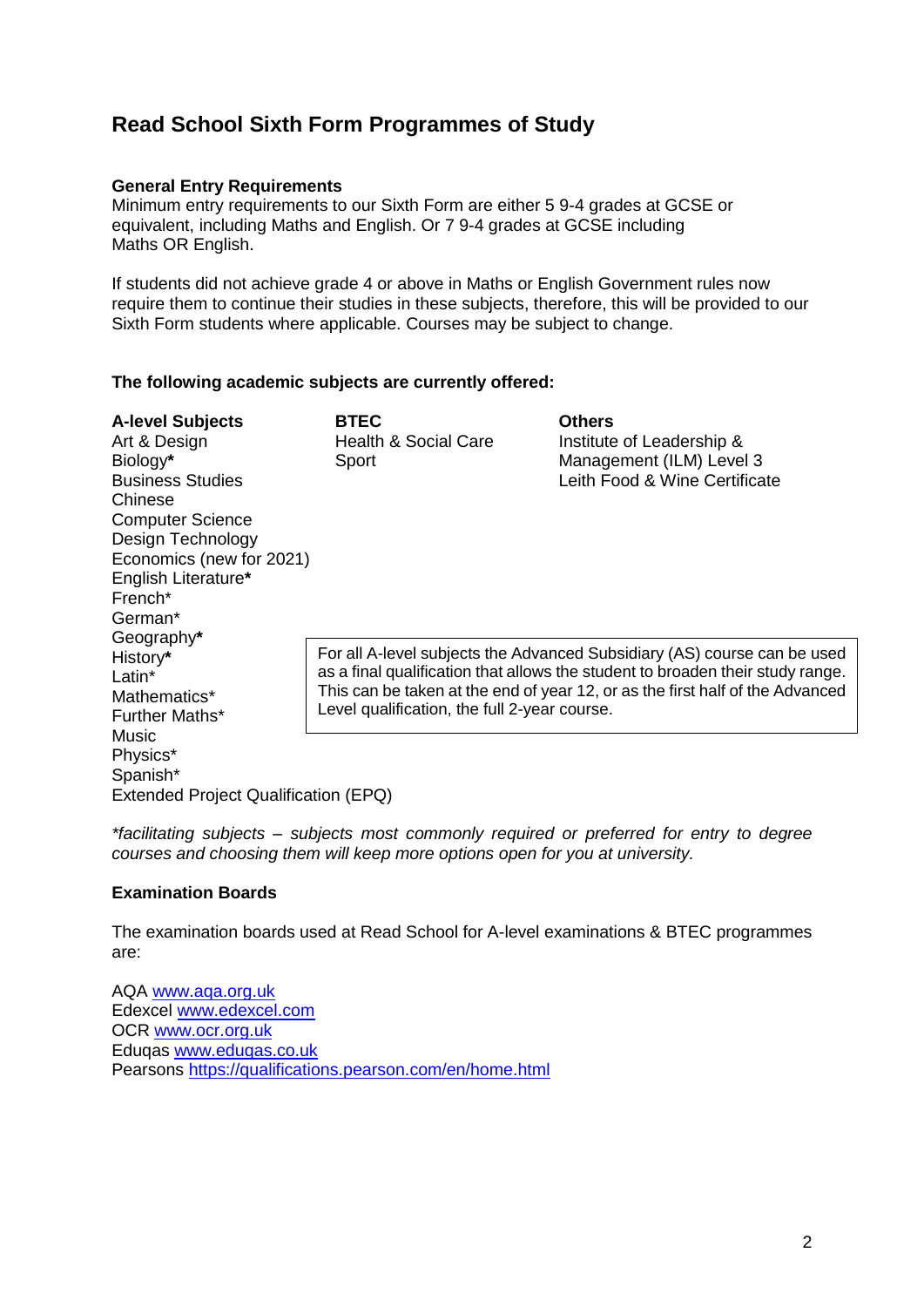## Read School Sixth Form Programmes of Study

**General Entry Requirements**

Minimum entry requirements to our Sixth Form are either 5 9-4 grades at GCSE or equivalent, including Maths and English. Or 7 9-4 grades at GCSE including Maths OR English.

If students did not achieve grade 4 or above in Maths or English Government rules now require them to continue their studies in these subjects, therefore, this will be provided to our Sixth Form students where applicable. Courses may be subject to change.

**The following academic subjects are currently offered:**

**A-level Subjects**

Art & Design
Biology*
Business Studies
Chinese
Computer Science
Design Technology
Economics (new for 2021)
English Literature*
French*
German*
Geography*
History*
Latin*
Mathematics*
Further Maths*
Music
Physics*
Spanish*
Extended Project Qualification (EPQ)

**BTEC**

Health & Social Care
Sport

**Others**

Institute of Leadership & Management (ILM) Level 3
Leith Food & Wine Certificate

> For all A-level subjects the Advanced Subsidiary (AS) course can be used as a final qualification that allows the student to broaden their study range. This can be taken at the end of year 12, or as the first half of the Advanced Level qualification, the full 2-year course.

*\*facilitating subjects – subjects most commonly required or preferred for entry to degree courses and choosing them will keep more options open for you at university.*

**Examination Boards**

The examination boards used at Read School for A-level examinations & BTEC programmes are:

AQA www.aqa.org.uk
Edexcel www.edexcel.com
OCR www.ocr.org.uk
Eduqas www.eduqas.co.uk
Pearsons https://qualifications.pearson.com/en/home.html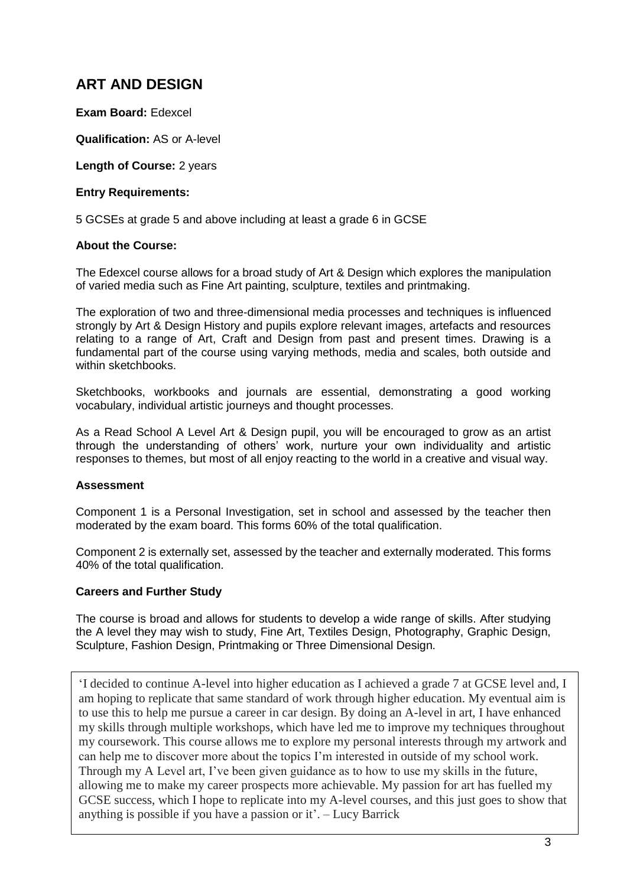## ART AND DESIGN

**Exam Board:** Edexcel

**Qualification:** AS or A-level

**Length of Course:** 2 years

**Entry Requirements:**

5 GCSEs at grade 5 and above including at least a grade 6 in GCSE

**About the Course:**

The Edexcel course allows for a broad study of Art & Design which explores the manipulation of varied media such as Fine Art painting, sculpture, textiles and printmaking.

The exploration of two and three-dimensional media processes and techniques is influenced strongly by Art & Design History and pupils explore relevant images, artefacts and resources relating to a range of Art, Craft and Design from past and present times. Drawing is a fundamental part of the course using varying methods, media and scales, both outside and within sketchbooks.

Sketchbooks, workbooks and journals are essential, demonstrating a good working vocabulary, individual artistic journeys and thought processes.

As a Read School A Level Art & Design pupil, you will be encouraged to grow as an artist through the understanding of others' work, nurture your own individuality and artistic responses to themes, but most of all enjoy reacting to the world in a creative and visual way.

**Assessment**

Component 1 is a Personal Investigation, set in school and assessed by the teacher then moderated by the exam board. This forms 60% of the total qualification.

Component 2 is externally set, assessed by the teacher and externally moderated. This forms 40% of the total qualification.

**Careers and Further Study**

The course is broad and allows for students to develop a wide range of skills. After studying the A level they may wish to study, Fine Art, Textiles Design, Photography, Graphic Design, Sculpture, Fashion Design, Printmaking or Three Dimensional Design.

'I decided to continue A-level into higher education as I achieved a grade 7 at GCSE level and, I am hoping to replicate that same standard of work through higher education. My eventual aim is to use this to help me pursue a career in car design. By doing an A-level in art, I have enhanced my skills through multiple workshops, which have led me to improve my techniques throughout my coursework. This course allows me to explore my personal interests through my artwork and can help me to discover more about the topics I'm interested in outside of my school work. Through my A Level art, I've been given guidance as to how to use my skills in the future, allowing me to make my career prospects more achievable. My passion for art has fuelled my GCSE success, which I hope to replicate into my A-level courses, and this just goes to show that anything is possible if you have a passion or it'. – Lucy Barrick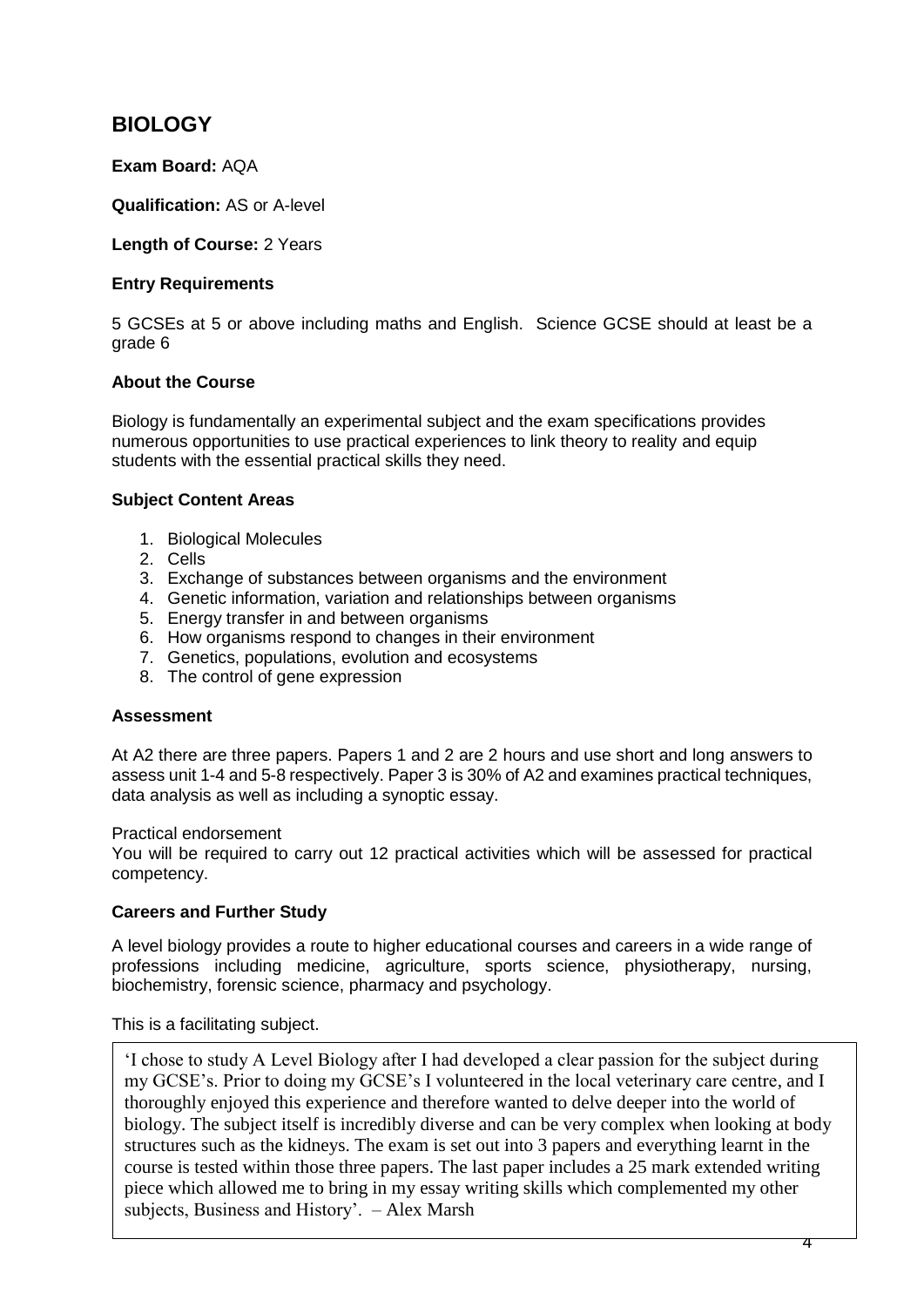## BIOLOGY

**Exam Board:** AQA

**Qualification:** AS or A-level

**Length of Course:** 2 Years

**Entry Requirements**

5 GCSEs at 5 or above including maths and English. Science GCSE should at least be a grade 6

**About the Course**

Biology is fundamentally an experimental subject and the exam specifications provides numerous opportunities to use practical experiences to link theory to reality and equip students with the essential practical skills they need.

**Subject Content Areas**

1. Biological Molecules
2. Cells
3. Exchange of substances between organisms and the environment
4. Genetic information, variation and relationships between organisms
5. Energy transfer in and between organisms
6. How organisms respond to changes in their environment
7. Genetics, populations, evolution and ecosystems
8. The control of gene expression

**Assessment**

At A2 there are three papers. Papers 1 and 2 are 2 hours and use short and long answers to assess unit 1-4 and 5-8 respectively. Paper 3 is 30% of A2 and examines practical techniques, data analysis as well as including a synoptic essay.

Practical endorsement
You will be required to carry out 12 practical activities which will be assessed for practical competency.

**Careers and Further Study**

A level biology provides a route to higher educational courses and careers in a wide range of professions including medicine, agriculture, sports science, physiotherapy, nursing, biochemistry, forensic science, pharmacy and psychology.

This is a facilitating subject.

'I chose to study A Level Biology after I had developed a clear passion for the subject during my GCSE's. Prior to doing my GCSE's I volunteered in the local veterinary care centre, and I thoroughly enjoyed this experience and therefore wanted to delve deeper into the world of biology. The subject itself is incredibly diverse and can be very complex when looking at body structures such as the kidneys. The exam is set out into 3 papers and everything learnt in the course is tested within those three papers. The last paper includes a 25 mark extended writing piece which allowed me to bring in my essay writing skills which complemented my other subjects, Business and History'. – Alex Marsh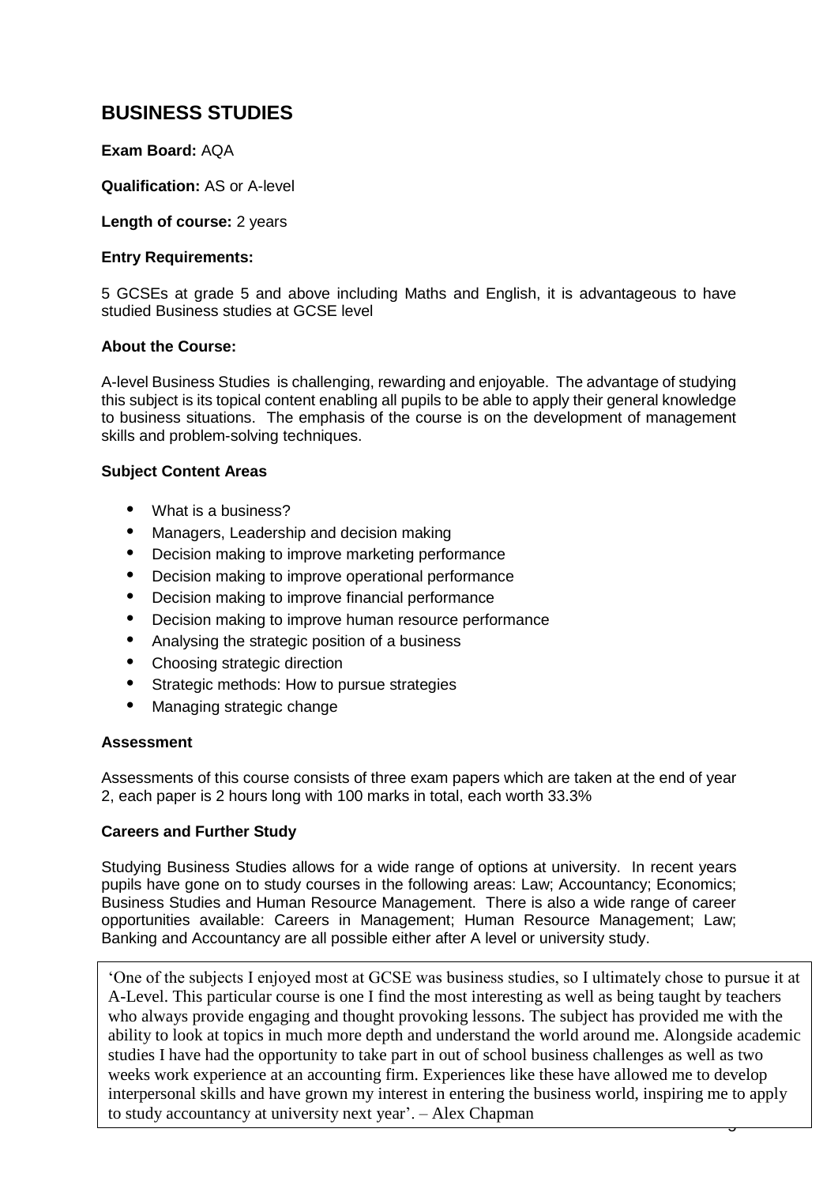# BUSINESS STUDIES

**Exam Board:** AQA

**Qualification:** AS or A-level

**Length of course:** 2 years

**Entry Requirements:**

5 GCSEs at grade 5 and above including Maths and English, it is advantageous to have studied Business studies at GCSE level

**About the Course:**

A-level Business Studies is challenging, rewarding and enjoyable. The advantage of studying this subject is its topical content enabling all pupils to be able to apply their general knowledge to business situations. The emphasis of the course is on the development of management skills and problem-solving techniques.

**Subject Content Areas**

- What is a business?
- Managers, Leadership and decision making
- Decision making to improve marketing performance
- Decision making to improve operational performance
- Decision making to improve financial performance
- Decision making to improve human resource performance
- Analysing the strategic position of a business
- Choosing strategic direction
- Strategic methods: How to pursue strategies
- Managing strategic change

**Assessment**

Assessments of this course consists of three exam papers which are taken at the end of year 2, each paper is 2 hours long with 100 marks in total, each worth 33.3%

**Careers and Further Study**

Studying Business Studies allows for a wide range of options at university. In recent years pupils have gone on to study courses in the following areas: Law; Accountancy; Economics; Business Studies and Human Resource Management. There is also a wide range of career opportunities available: Careers in Management; Human Resource Management; Law; Banking and Accountancy are all possible either after A level or university study.

'One of the subjects I enjoyed most at GCSE was business studies, so I ultimately chose to pursue it at A-Level. This particular course is one I find the most interesting as well as being taught by teachers who always provide engaging and thought provoking lessons. The subject has provided me with the ability to look at topics in much more depth and understand the world around me. Alongside academic studies I have had the opportunity to take part in out of school business challenges as well as two weeks work experience at an accounting firm. Experiences like these have allowed me to develop interpersonal skills and have grown my interest in entering the business world, inspiring me to apply to study accountancy at university next year'. – Alex Chapman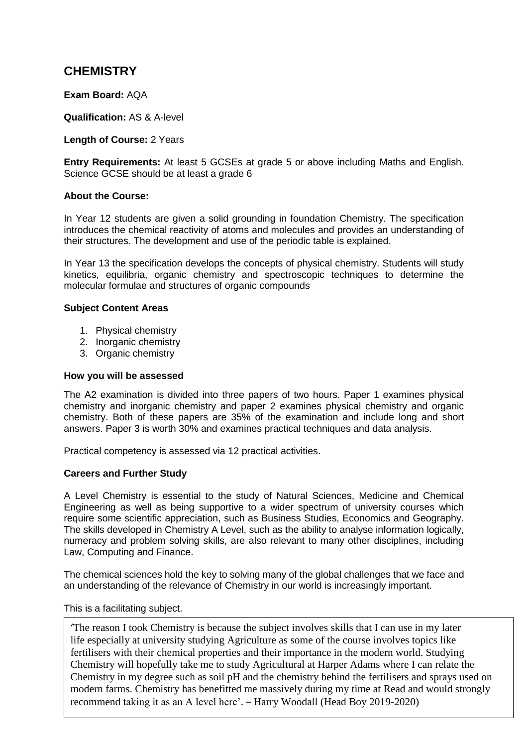# CHEMISTRY

**Exam Board:** AQA

**Qualification:** AS & A-level

**Length of Course:** 2 Years

**Entry Requirements:** At least 5 GCSEs at grade 5 or above including Maths and English. Science GCSE should be at least a grade 6

**About the Course:**

In Year 12 students are given a solid grounding in foundation Chemistry. The specification introduces the chemical reactivity of atoms and molecules and provides an understanding of their structures. The development and use of the periodic table is explained.

In Year 13 the specification develops the concepts of physical chemistry. Students will study kinetics, equilibria, organic chemistry and spectroscopic techniques to determine the molecular formulae and structures of organic compounds

**Subject Content Areas**

1. Physical chemistry
2. Inorganic chemistry
3. Organic chemistry

**How you will be assessed**

The A2 examination is divided into three papers of two hours. Paper 1 examines physical chemistry and inorganic chemistry and paper 2 examines physical chemistry and organic chemistry. Both of these papers are 35% of the examination and include long and short answers. Paper 3 is worth 30% and examines practical techniques and data analysis.

Practical competency is assessed via 12 practical activities.

**Careers and Further Study**

A Level Chemistry is essential to the study of Natural Sciences, Medicine and Chemical Engineering as well as being supportive to a wider spectrum of university courses which require some scientific appreciation, such as Business Studies, Economics and Geography. The skills developed in Chemistry A Level, such as the ability to analyse information logically, numeracy and problem solving skills, are also relevant to many other disciplines, including Law, Computing and Finance.

The chemical sciences hold the key to solving many of the global challenges that we face and an understanding of the relevance of Chemistry in our world is increasingly important.

This is a facilitating subject.

'The reason I took Chemistry is because the subject involves skills that I can use in my later life especially at university studying Agriculture as some of the course involves topics like fertilisers with their chemical properties and their importance in the modern world. Studying Chemistry will hopefully take me to study Agricultural at Harper Adams where I can relate the Chemistry in my degree such as soil pH and the chemistry behind the fertilisers and sprays used on modern farms. Chemistry has benefitted me massively during my time at Read and would strongly recommend taking it as an A level here'. – Harry Woodall (Head Boy 2019-2020)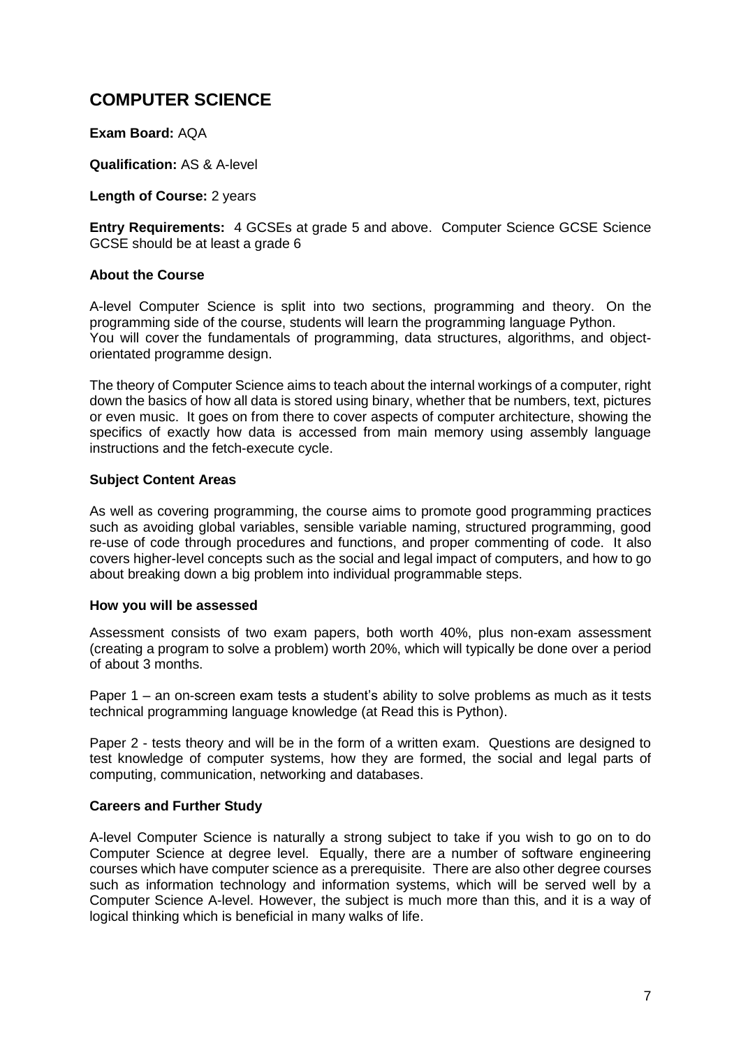# COMPUTER SCIENCE

**Exam Board:** AQA

**Qualification:** AS & A-level

**Length of Course:** 2 years

**Entry Requirements:** 4 GCSEs at grade 5 and above. Computer Science GCSE Science GCSE should be at least a grade 6

### About the Course

A-level Computer Science is split into two sections, programming and theory. On the programming side of the course, students will learn the programming language Python. You will cover the fundamentals of programming, data structures, algorithms, and object-orientated programme design.

The theory of Computer Science aims to teach about the internal workings of a computer, right down the basics of how all data is stored using binary, whether that be numbers, text, pictures or even music. It goes on from there to cover aspects of computer architecture, showing the specifics of exactly how data is accessed from main memory using assembly language instructions and the fetch-execute cycle.

### Subject Content Areas

As well as covering programming, the course aims to promote good programming practices such as avoiding global variables, sensible variable naming, structured programming, good re-use of code through procedures and functions, and proper commenting of code. It also covers higher-level concepts such as the social and legal impact of computers, and how to go about breaking down a big problem into individual programmable steps.

### How you will be assessed

Assessment consists of two exam papers, both worth 40%, plus non-exam assessment (creating a program to solve a problem) worth 20%, which will typically be done over a period of about 3 months.

Paper 1 – an on-screen exam tests a student's ability to solve problems as much as it tests technical programming language knowledge (at Read this is Python).

Paper 2 - tests theory and will be in the form of a written exam. Questions are designed to test knowledge of computer systems, how they are formed, the social and legal parts of computing, communication, networking and databases.

### Careers and Further Study

A-level Computer Science is naturally a strong subject to take if you wish to go on to do Computer Science at degree level. Equally, there are a number of software engineering courses which have computer science as a prerequisite. There are also other degree courses such as information technology and information systems, which will be served well by a Computer Science A-level. However, the subject is much more than this, and it is a way of logical thinking which is beneficial in many walks of life.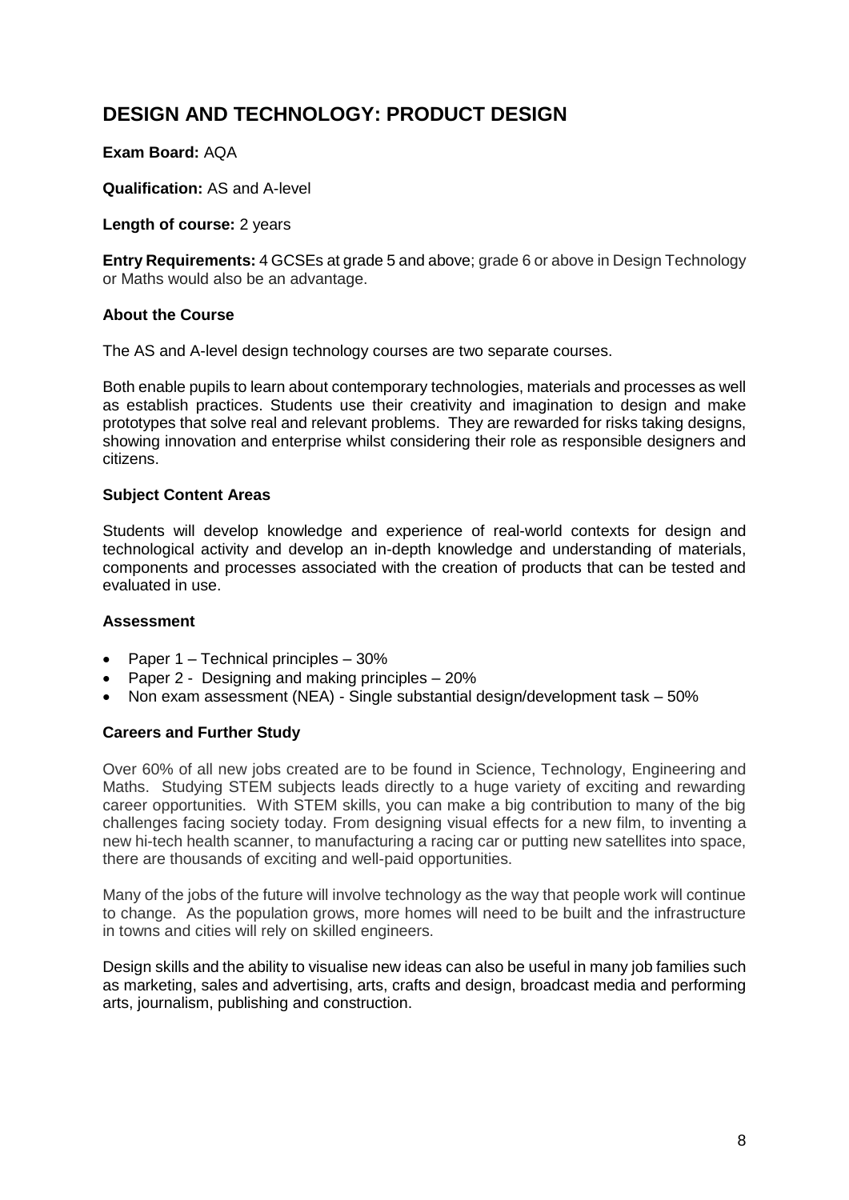## DESIGN AND TECHNOLOGY: PRODUCT DESIGN

**Exam Board:** AQA

**Qualification:** AS and A-level

**Length of course:** 2 years

**Entry Requirements:** 4 GCSEs at grade 5 and above; grade 6 or above in Design Technology or Maths would also be an advantage.

**About the Course**

The AS and A-level design technology courses are two separate courses.

Both enable pupils to learn about contemporary technologies, materials and processes as well as establish practices. Students use their creativity and imagination to design and make prototypes that solve real and relevant problems. They are rewarded for risks taking designs, showing innovation and enterprise whilst considering their role as responsible designers and citizens.

**Subject Content Areas**

Students will develop knowledge and experience of real-world contexts for design and technological activity and develop an in-depth knowledge and understanding of materials, components and processes associated with the creation of products that can be tested and evaluated in use.

**Assessment**

- Paper 1 – Technical principles – 30%
- Paper 2 - Designing and making principles – 20%
- Non exam assessment (NEA) - Single substantial design/development task – 50%

**Careers and Further Study**

Over 60% of all new jobs created are to be found in Science, Technology, Engineering and Maths. Studying STEM subjects leads directly to a huge variety of exciting and rewarding career opportunities. With STEM skills, you can make a big contribution to many of the big challenges facing society today. From designing visual effects for a new film, to inventing a new hi-tech health scanner, to manufacturing a racing car or putting new satellites into space, there are thousands of exciting and well-paid opportunities.

Many of the jobs of the future will involve technology as the way that people work will continue to change. As the population grows, more homes will need to be built and the infrastructure in towns and cities will rely on skilled engineers.

Design skills and the ability to visualise new ideas can also be useful in many job families such as marketing, sales and advertising, arts, crafts and design, broadcast media and performing arts, journalism, publishing and construction.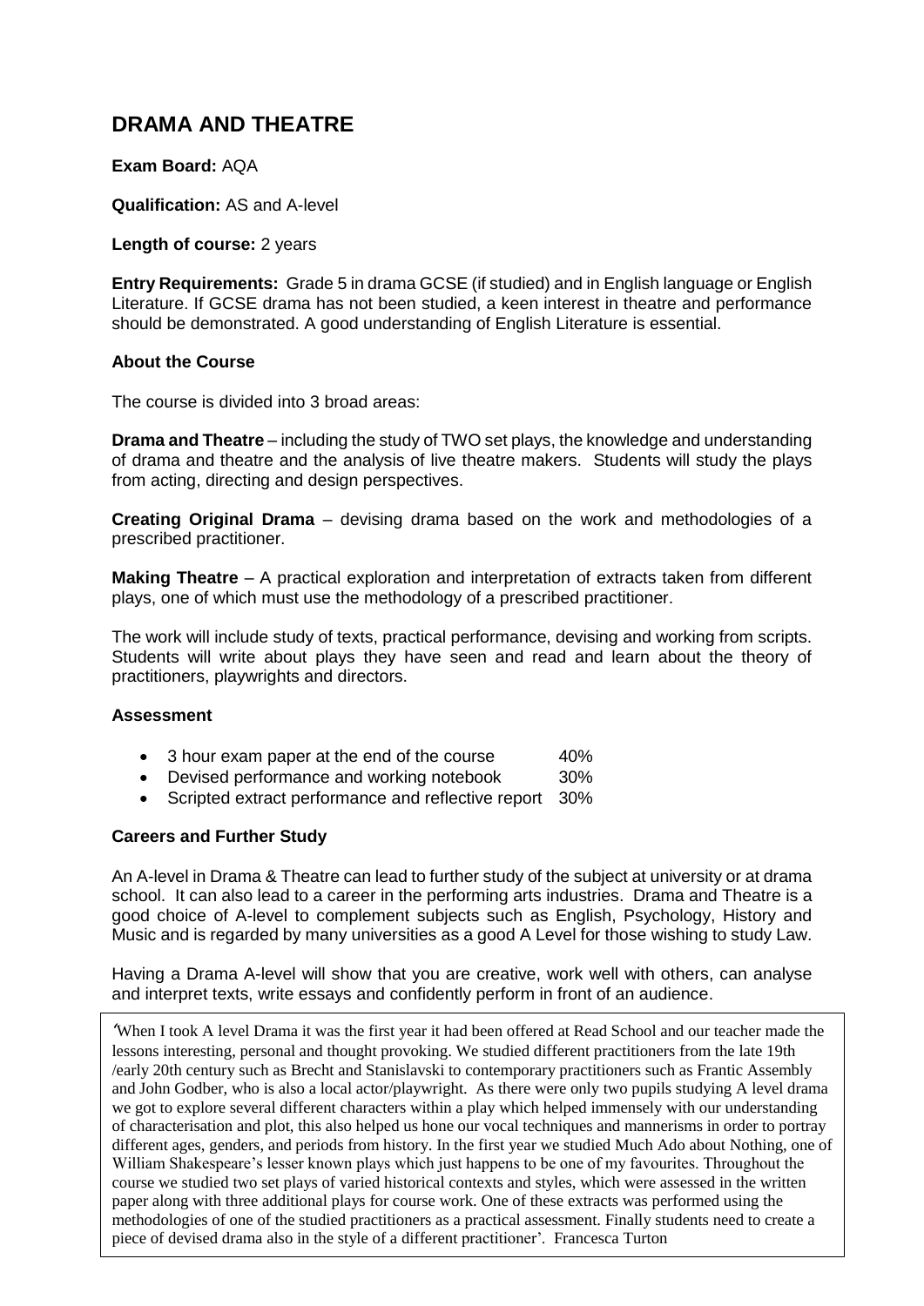# DRAMA AND THEATRE

**Exam Board:** AQA

**Qualification:** AS and A-level

**Length of course:** 2 years

**Entry Requirements:** Grade 5 in drama GCSE (if studied) and in English language or English Literature. If GCSE drama has not been studied, a keen interest in theatre and performance should be demonstrated. A good understanding of English Literature is essential.

**About the Course**

The course is divided into 3 broad areas:

**Drama and Theatre** – including the study of TWO set plays, the knowledge and understanding of drama and theatre and the analysis of live theatre makers. Students will study the plays from acting, directing and design perspectives.

**Creating Original Drama** – devising drama based on the work and methodologies of a prescribed practitioner.

**Making Theatre** – A practical exploration and interpretation of extracts taken from different plays, one of which must use the methodology of a prescribed practitioner.

The work will include study of texts, practical performance, devising and working from scripts. Students will write about plays they have seen and read and learn about the theory of practitioners, playwrights and directors.

**Assessment**

- 3 hour exam paper at the end of the course 40%
- Devised performance and working notebook 30%
- Scripted extract performance and reflective report 30%

**Careers and Further Study**

An A-level in Drama & Theatre can lead to further study of the subject at university or at drama school. It can also lead to a career in the performing arts industries. Drama and Theatre is a good choice of A-level to complement subjects such as English, Psychology, History and Music and is regarded by many universities as a good A Level for those wishing to study Law.

Having a Drama A-level will show that you are creative, work well with others, can analyse and interpret texts, write essays and confidently perform in front of an audience.

'When I took A level Drama it was the first year it had been offered at Read School and our teacher made the lessons interesting, personal and thought provoking. We studied different practitioners from the late 19th /early 20th century such as Brecht and Stanislavski to contemporary practitioners such as Frantic Assembly and John Godber, who is also a local actor/playwright. As there were only two pupils studying A level drama we got to explore several different characters within a play which helped immensely with our understanding of characterisation and plot, this also helped us hone our vocal techniques and mannerisms in order to portray different ages, genders, and periods from history. In the first year we studied Much Ado about Nothing, one of William Shakespeare's lesser known plays which just happens to be one of my favourites. Throughout the course we studied two set plays of varied historical contexts and styles, which were assessed in the written paper along with three additional plays for course work. One of these extracts was performed using the methodologies of one of the studied practitioners as a practical assessment. Finally students need to create a piece of devised drama also in the style of a different practitioner'. Francesca Turton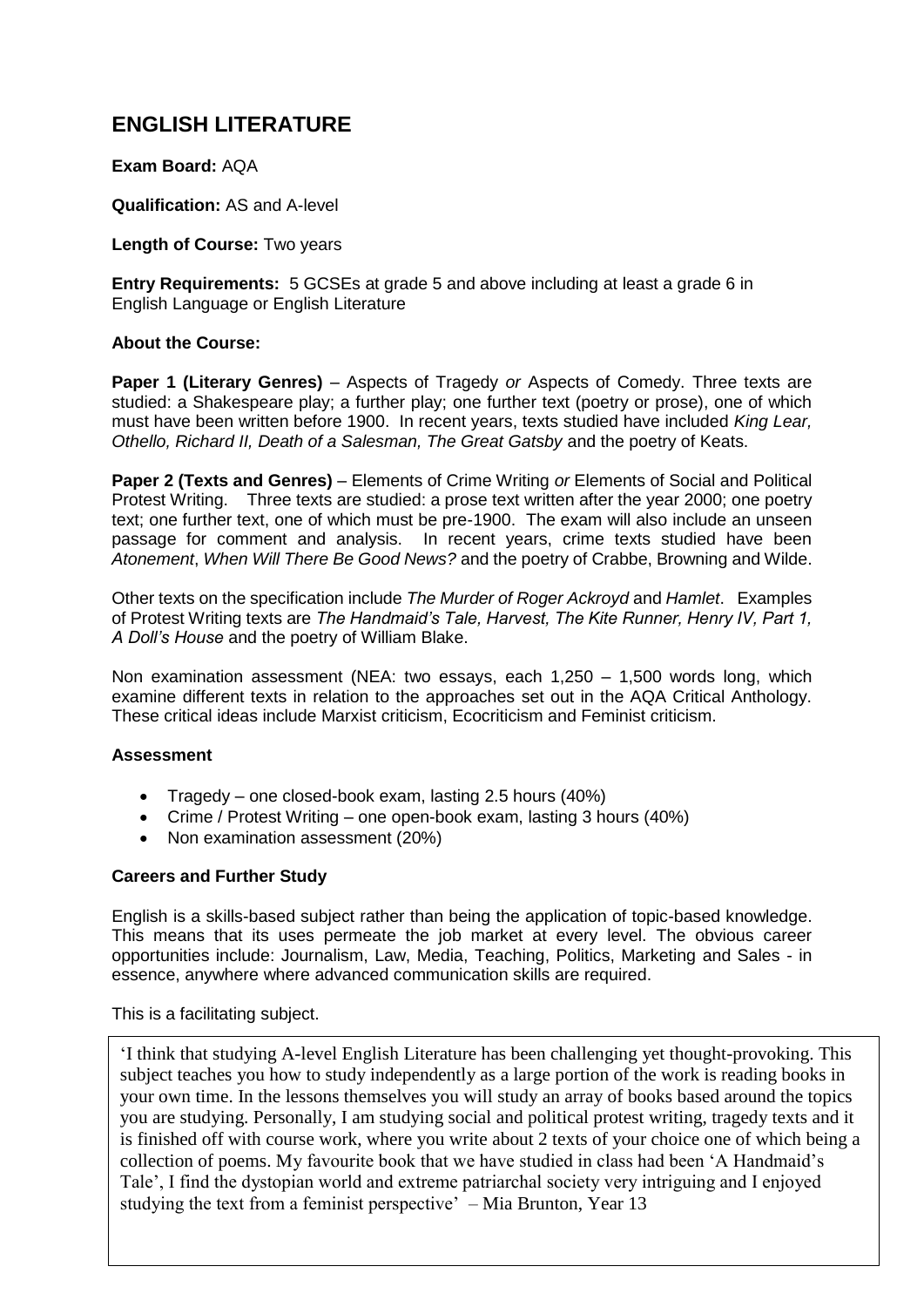## ENGLISH LITERATURE

**Exam Board:** AQA

**Qualification:** AS and A-level

**Length of Course:** Two years

**Entry Requirements:** 5 GCSEs at grade 5 and above including at least a grade 6 in English Language or English Literature

**About the Course:**

**Paper 1 (Literary Genres)** – Aspects of Tragedy *or* Aspects of Comedy. Three texts are studied: a Shakespeare play; a further play; one further text (poetry or prose), one of which must have been written before 1900. In recent years, texts studied have included *King Lear, Othello, Richard II, Death of a Salesman, The Great Gatsby* and the poetry of Keats.

**Paper 2 (Texts and Genres)** – Elements of Crime Writing *or* Elements of Social and Political Protest Writing. Three texts are studied: a prose text written after the year 2000; one poetry text; one further text, one of which must be pre-1900. The exam will also include an unseen passage for comment and analysis. In recent years, crime texts studied have been *Atonement*, *When Will There Be Good News?* and the poetry of Crabbe, Browning and Wilde.

Other texts on the specification include *The Murder of Roger Ackroyd* and *Hamlet*. Examples of Protest Writing texts are *The Handmaid's Tale, Harvest, The Kite Runner, Henry IV, Part 1, A Doll's House* and the poetry of William Blake.

Non examination assessment (NEA: two essays, each 1,250 – 1,500 words long, which examine different texts in relation to the approaches set out in the AQA Critical Anthology. These critical ideas include Marxist criticism, Ecocriticism and Feminist criticism.

**Assessment**

- Tragedy – one closed-book exam, lasting 2.5 hours (40%)
- Crime / Protest Writing – one open-book exam, lasting 3 hours (40%)
- Non examination assessment (20%)

**Careers and Further Study**

English is a skills-based subject rather than being the application of topic-based knowledge. This means that its uses permeate the job market at every level. The obvious career opportunities include: Journalism, Law, Media, Teaching, Politics, Marketing and Sales - in essence, anywhere where advanced communication skills are required.

This is a facilitating subject.

'I think that studying A-level English Literature has been challenging yet thought-provoking. This subject teaches you how to study independently as a large portion of the work is reading books in your own time. In the lessons themselves you will study an array of books based around the topics you are studying. Personally, I am studying social and political protest writing, tragedy texts and it is finished off with course work, where you write about 2 texts of your choice one of which being a collection of poems. My favourite book that we have studied in class had been 'A Handmaid's Tale', I find the dystopian world and extreme patriarchal society very intriguing and I enjoyed studying the text from a feminist perspective' – Mia Brunton, Year 13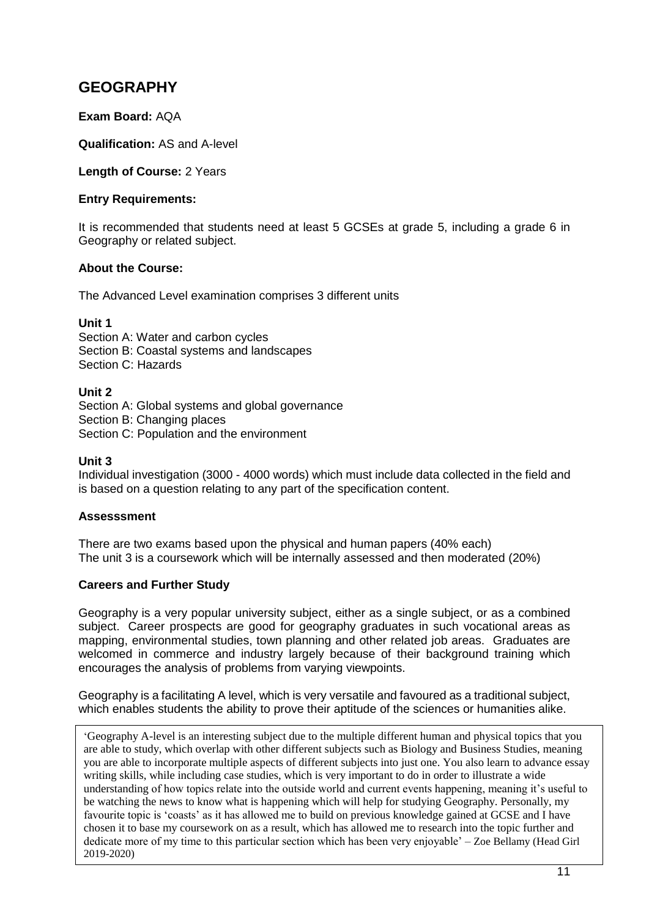# GEOGRAPHY

**Exam Board:** AQA

**Qualification:** AS and A-level

**Length of Course:** 2 Years

**Entry Requirements:**

It is recommended that students need at least 5 GCSEs at grade 5, including a grade 6 in Geography or related subject.

**About the Course:**

The Advanced Level examination comprises 3 different units

**Unit 1**
Section A: Water and carbon cycles
Section B: Coastal systems and landscapes
Section C: Hazards

**Unit 2**
Section A: Global systems and global governance
Section B: Changing places
Section C: Population and the environment

**Unit 3**
Individual investigation (3000 - 4000 words) which must include data collected in the field and is based on a question relating to any part of the specification content.

**Assesssment**

There are two exams based upon the physical and human papers (40% each)
The unit 3 is a coursework which will be internally assessed and then moderated (20%)

**Careers and Further Study**

Geography is a very popular university subject, either as a single subject, or as a combined subject. Career prospects are good for geography graduates in such vocational areas as mapping, environmental studies, town planning and other related job areas. Graduates are welcomed in commerce and industry largely because of their background training which encourages the analysis of problems from varying viewpoints.

Geography is a facilitating A level, which is very versatile and favoured as a traditional subject, which enables students the ability to prove their aptitude of the sciences or humanities alike.

> 'Geography A-level is an interesting subject due to the multiple different human and physical topics that you are able to study, which overlap with other different subjects such as Biology and Business Studies, meaning you are able to incorporate multiple aspects of different subjects into just one. You also learn to advance essay writing skills, while including case studies, which is very important to do in order to illustrate a wide understanding of how topics relate into the outside world and current events happening, meaning it's useful to be watching the news to know what is happening which will help for studying Geography. Personally, my favourite topic is 'coasts' as it has allowed me to build on previous knowledge gained at GCSE and I have chosen it to base my coursework on as a result, which has allowed me to research into the topic further and dedicate more of my time to this particular section which has been very enjoyable' – Zoe Bellamy (Head Girl 2019-2020)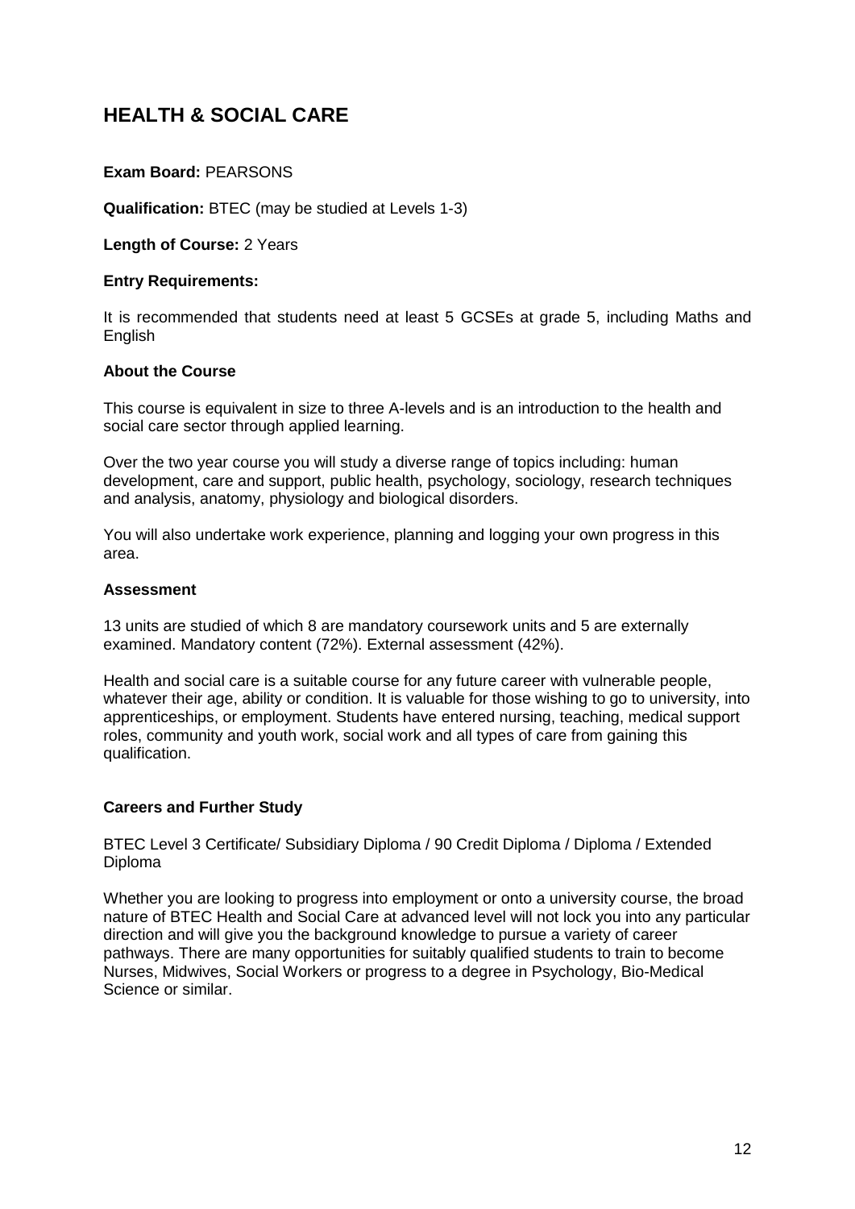# HEALTH & SOCIAL CARE

**Exam Board:** PEARSONS

**Qualification:** BTEC (may be studied at Levels 1-3)

**Length of Course:** 2 Years

**Entry Requirements:**

It is recommended that students need at least 5 GCSEs at grade 5, including Maths and English

**About the Course**

This course is equivalent in size to three A-levels and is an introduction to the health and social care sector through applied learning.

Over the two year course you will study a diverse range of topics including: human development, care and support, public health, psychology, sociology, research techniques and analysis, anatomy, physiology and biological disorders.

You will also undertake work experience, planning and logging your own progress in this area.

**Assessment**

13 units are studied of which 8 are mandatory coursework units and 5 are externally examined. Mandatory content (72%). External assessment (42%).

Health and social care is a suitable course for any future career with vulnerable people, whatever their age, ability or condition. It is valuable for those wishing to go to university, into apprenticeships, or employment. Students have entered nursing, teaching, medical support roles, community and youth work, social work and all types of care from gaining this qualification.

**Careers and Further Study**

BTEC Level 3 Certificate/ Subsidiary Diploma / 90 Credit Diploma / Diploma / Extended Diploma

Whether you are looking to progress into employment or onto a university course, the broad nature of BTEC Health and Social Care at advanced level will not lock you into any particular direction and will give you the background knowledge to pursue a variety of career pathways. There are many opportunities for suitably qualified students to train to become Nurses, Midwives, Social Workers or progress to a degree in Psychology, Bio-Medical Science or similar.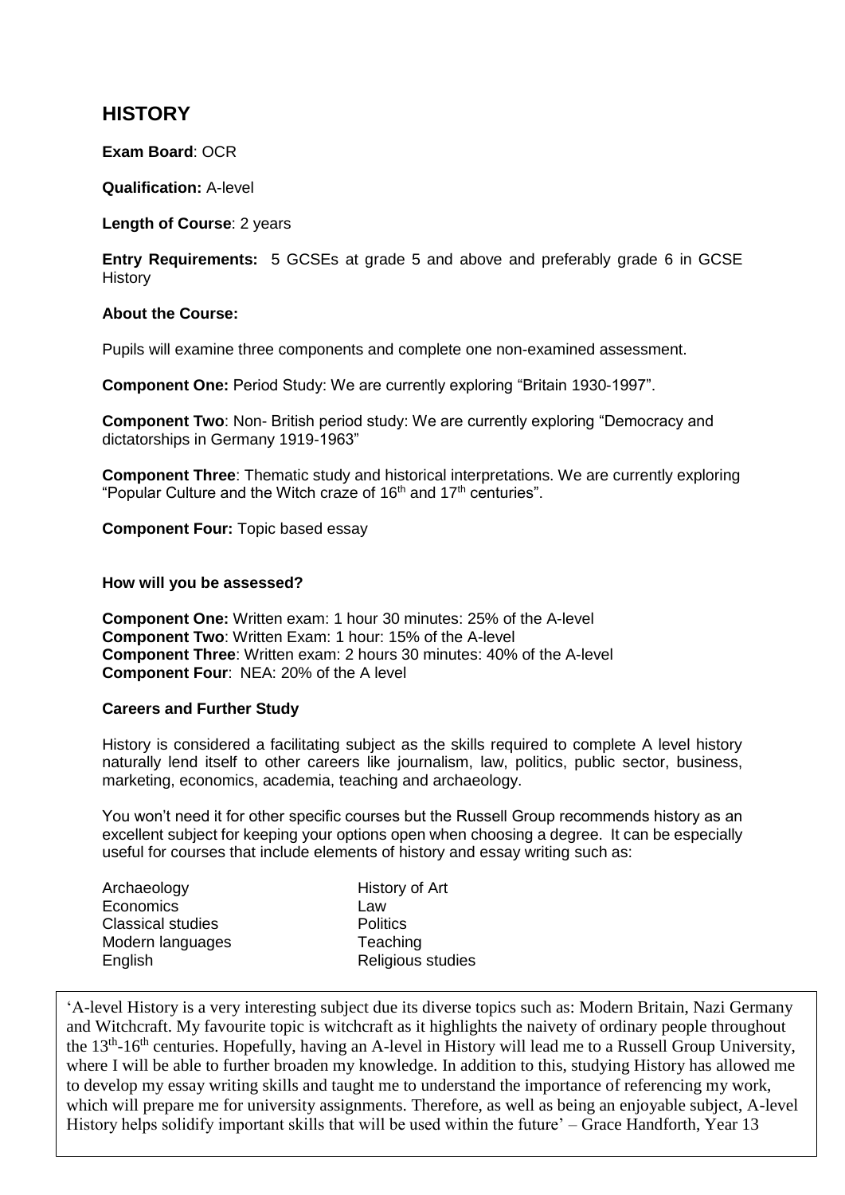## HISTORY

**Exam Board**: OCR

**Qualification:** A-level

**Length of Course**: 2 years

**Entry Requirements:** 5 GCSEs at grade 5 and above and preferably grade 6 in GCSE History

**About the Course:**

Pupils will examine three components and complete one non-examined assessment.

**Component One:** Period Study: We are currently exploring "Britain 1930-1997".

**Component Two**: Non- British period study: We are currently exploring "Democracy and dictatorships in Germany 1919-1963"

**Component Three**: Thematic study and historical interpretations. We are currently exploring "Popular Culture and the Witch craze of 16th and 17th centuries".

**Component Four:** Topic based essay

**How will you be assessed?**

**Component One:** Written exam: 1 hour 30 minutes: 25% of the A-level
**Component Two**: Written Exam: 1 hour: 15% of the A-level
**Component Three**: Written exam: 2 hours 30 minutes: 40% of the A-level
**Component Four**: NEA: 20% of the A level

**Careers and Further Study**

History is considered a facilitating subject as the skills required to complete A level history naturally lend itself to other careers like journalism, law, politics, public sector, business, marketing, economics, academia, teaching and archaeology.

You won't need it for other specific courses but the Russell Group recommends history as an excellent subject for keeping your options open when choosing a degree. It can be especially useful for courses that include elements of history and essay writing such as:

- Archaeology
- Economics
- Classical studies
- Modern languages
- English
- History of Art
- Law
- Politics
- Teaching
- Religious studies

'A-level History is a very interesting subject due its diverse topics such as: Modern Britain, Nazi Germany and Witchcraft. My favourite topic is witchcraft as it highlights the naivety of ordinary people throughout the 13th-16th centuries. Hopefully, having an A-level in History will lead me to a Russell Group University, where I will be able to further broaden my knowledge. In addition to this, studying History has allowed me to develop my essay writing skills and taught me to understand the importance of referencing my work, which will prepare me for university assignments. Therefore, as well as being an enjoyable subject, A-level History helps solidify important skills that will be used within the future' – Grace Handforth, Year 13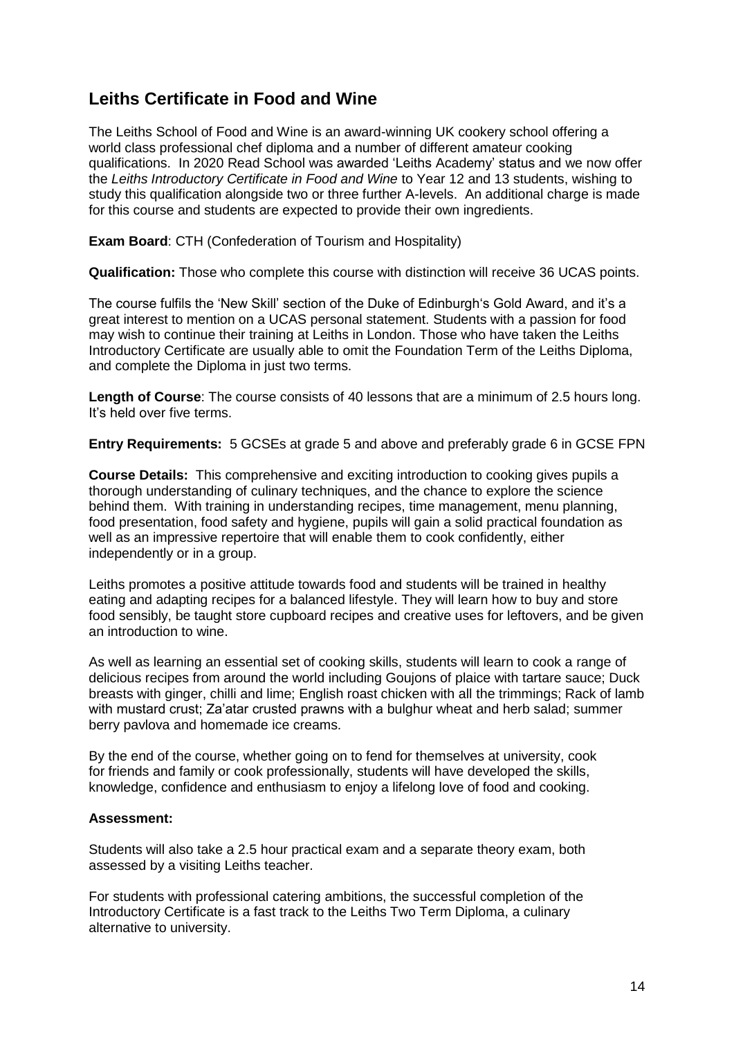## Leiths Certificate in Food and Wine

The Leiths School of Food and Wine is an award-winning UK cookery school offering a world class professional chef diploma and a number of different amateur cooking qualifications. In 2020 Read School was awarded 'Leiths Academy' status and we now offer the *Leiths Introductory Certificate in Food and Wine* to Year 12 and 13 students, wishing to study this qualification alongside two or three further A-levels. An additional charge is made for this course and students are expected to provide their own ingredients.

**Exam Board**: CTH (Confederation of Tourism and Hospitality)

**Qualification:** Those who complete this course with distinction will receive 36 UCAS points.

The course fulfils the 'New Skill' section of the Duke of Edinburgh's Gold Award, and it's a great interest to mention on a UCAS personal statement. Students with a passion for food may wish to continue their training at Leiths in London. Those who have taken the Leiths Introductory Certificate are usually able to omit the Foundation Term of the Leiths Diploma, and complete the Diploma in just two terms.

**Length of Course**: The course consists of 40 lessons that are a minimum of 2.5 hours long. It's held over five terms.

**Entry Requirements:** 5 GCSEs at grade 5 and above and preferably grade 6 in GCSE FPN

**Course Details:** This comprehensive and exciting introduction to cooking gives pupils a thorough understanding of culinary techniques, and the chance to explore the science behind them. With training in understanding recipes, time management, menu planning, food presentation, food safety and hygiene, pupils will gain a solid practical foundation as well as an impressive repertoire that will enable them to cook confidently, either independently or in a group.

Leiths promotes a positive attitude towards food and students will be trained in healthy eating and adapting recipes for a balanced lifestyle. They will learn how to buy and store food sensibly, be taught store cupboard recipes and creative uses for leftovers, and be given an introduction to wine.

As well as learning an essential set of cooking skills, students will learn to cook a range of delicious recipes from around the world including Goujons of plaice with tartare sauce; Duck breasts with ginger, chilli and lime; English roast chicken with all the trimmings; Rack of lamb with mustard crust; Za'atar crusted prawns with a bulghur wheat and herb salad; summer berry pavlova and homemade ice creams.

By the end of the course, whether going on to fend for themselves at university, cook for friends and family or cook professionally, students will have developed the skills, knowledge, confidence and enthusiasm to enjoy a lifelong love of food and cooking.

**Assessment:**

Students will also take a 2.5 hour practical exam and a separate theory exam, both assessed by a visiting Leiths teacher.

For students with professional catering ambitions, the successful completion of the Introductory Certificate is a fast track to the Leiths Two Term Diploma, a culinary alternative to university.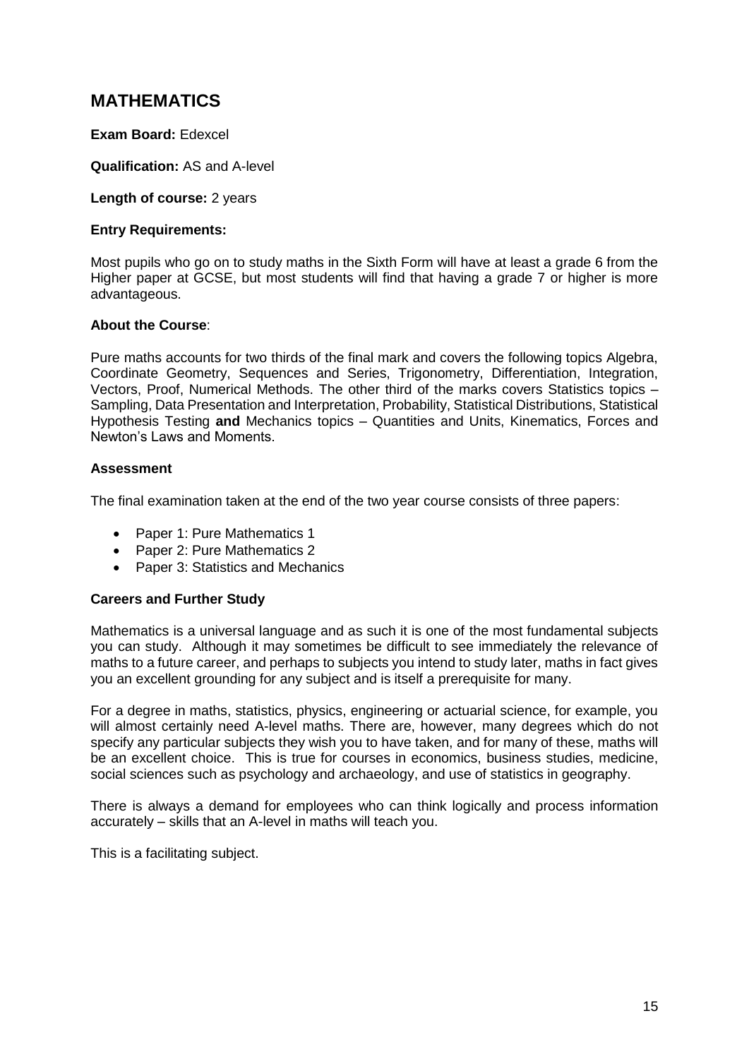# MATHEMATICS

**Exam Board:** Edexcel

**Qualification:** AS and A-level

**Length of course:** 2 years

**Entry Requirements:**

Most pupils who go on to study maths in the Sixth Form will have at least a grade 6 from the Higher paper at GCSE, but most students will find that having a grade 7 or higher is more advantageous.

**About the Course**:

Pure maths accounts for two thirds of the final mark and covers the following topics Algebra, Coordinate Geometry, Sequences and Series, Trigonometry, Differentiation, Integration, Vectors, Proof, Numerical Methods. The other third of the marks covers Statistics topics – Sampling, Data Presentation and Interpretation, Probability, Statistical Distributions, Statistical Hypothesis Testing **and** Mechanics topics – Quantities and Units, Kinematics, Forces and Newton's Laws and Moments.

**Assessment**

The final examination taken at the end of the two year course consists of three papers:

- Paper 1: Pure Mathematics 1
- Paper 2: Pure Mathematics 2
- Paper 3: Statistics and Mechanics

**Careers and Further Study**

Mathematics is a universal language and as such it is one of the most fundamental subjects you can study. Although it may sometimes be difficult to see immediately the relevance of maths to a future career, and perhaps to subjects you intend to study later, maths in fact gives you an excellent grounding for any subject and is itself a prerequisite for many.

For a degree in maths, statistics, physics, engineering or actuarial science, for example, you will almost certainly need A-level maths. There are, however, many degrees which do not specify any particular subjects they wish you to have taken, and for many of these, maths will be an excellent choice. This is true for courses in economics, business studies, medicine, social sciences such as psychology and archaeology, and use of statistics in geography.

There is always a demand for employees who can think logically and process information accurately – skills that an A-level in maths will teach you.

This is a facilitating subject.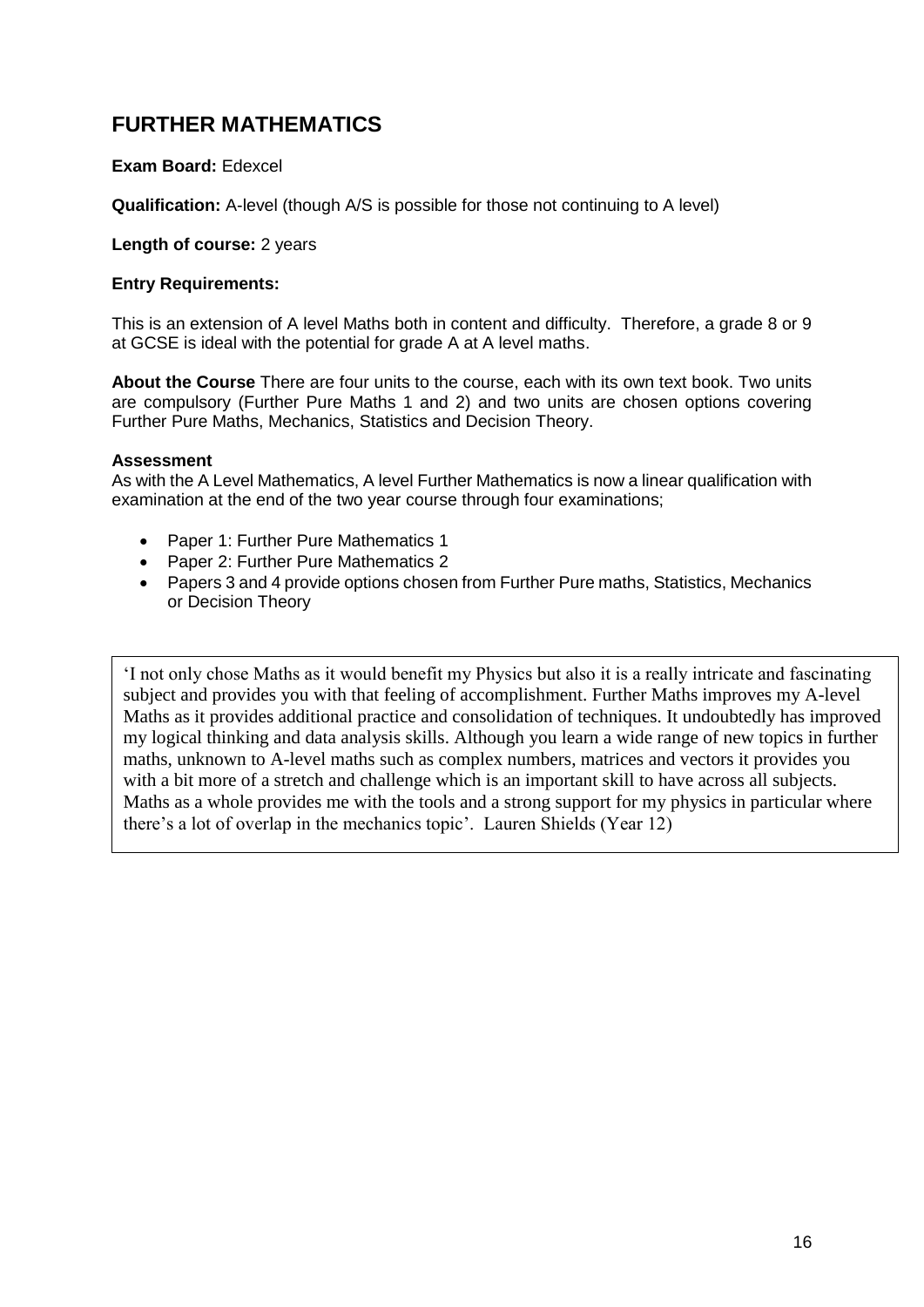## FURTHER MATHEMATICS

**Exam Board:** Edexcel

**Qualification:** A-level (though A/S is possible for those not continuing to A level)

**Length of course:** 2 years

**Entry Requirements:**

This is an extension of A level Maths both in content and difficulty. Therefore, a grade 8 or 9 at GCSE is ideal with the potential for grade A at A level maths.

**About the Course** There are four units to the course, each with its own text book. Two units are compulsory (Further Pure Maths 1 and 2) and two units are chosen options covering Further Pure Maths, Mechanics, Statistics and Decision Theory.

**Assessment**

As with the A Level Mathematics, A level Further Mathematics is now a linear qualification with examination at the end of the two year course through four examinations;

- Paper 1: Further Pure Mathematics 1
- Paper 2: Further Pure Mathematics 2
- Papers 3 and 4 provide options chosen from Further Pure maths, Statistics, Mechanics or Decision Theory

> 'I not only chose Maths as it would benefit my Physics but also it is a really intricate and fascinating subject and provides you with that feeling of accomplishment. Further Maths improves my A-level Maths as it provides additional practice and consolidation of techniques. It undoubtedly has improved my logical thinking and data analysis skills. Although you learn a wide range of new topics in further maths, unknown to A-level maths such as complex numbers, matrices and vectors it provides you with a bit more of a stretch and challenge which is an important skill to have across all subjects. Maths as a whole provides me with the tools and a strong support for my physics in particular where there's a lot of overlap in the mechanics topic'. Lauren Shields (Year 12)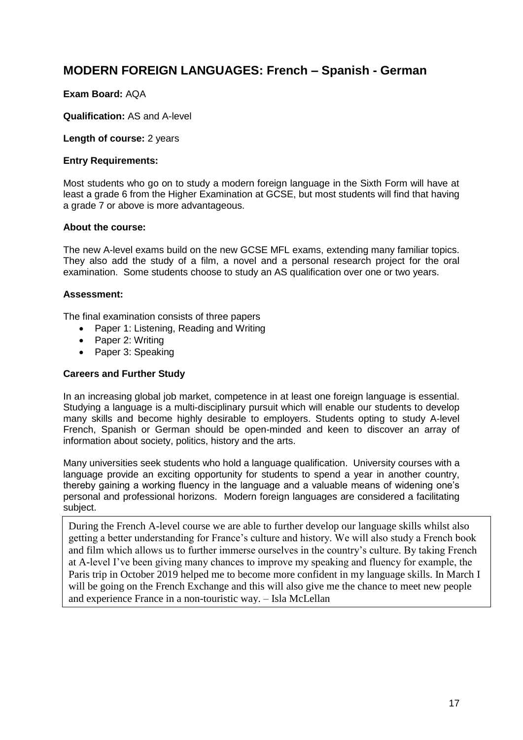## MODERN FOREIGN LANGUAGES: French – Spanish - German

**Exam Board:** AQA

**Qualification:** AS and A-level

**Length of course:** 2 years

**Entry Requirements:**

Most students who go on to study a modern foreign language in the Sixth Form will have at least a grade 6 from the Higher Examination at GCSE, but most students will find that having a grade 7 or above is more advantageous.

**About the course:**

The new A-level exams build on the new GCSE MFL exams, extending many familiar topics. They also add the study of a film, a novel and a personal research project for the oral examination. Some students choose to study an AS qualification over one or two years.

**Assessment:**

The final examination consists of three papers

- Paper 1: Listening, Reading and Writing
- Paper 2: Writing
- Paper 3: Speaking

**Careers and Further Study**

In an increasing global job market, competence in at least one foreign language is essential. Studying a language is a multi-disciplinary pursuit which will enable our students to develop many skills and become highly desirable to employers. Students opting to study A-level French, Spanish or German should be open-minded and keen to discover an array of information about society, politics, history and the arts.

Many universities seek students who hold a language qualification. University courses with a language provide an exciting opportunity for students to spend a year in another country, thereby gaining a working fluency in the language and a valuable means of widening one's personal and professional horizons. Modern foreign languages are considered a facilitating subject.

> During the French A-level course we are able to further develop our language skills whilst also getting a better understanding for France's culture and history. We will also study a French book and film which allows us to further immerse ourselves in the country's culture. By taking French at A-level I've been giving many chances to improve my speaking and fluency for example, the Paris trip in October 2019 helped me to become more confident in my language skills. In March I will be going on the French Exchange and this will also give me the chance to meet new people and experience France in a non-touristic way. – Isla McLellan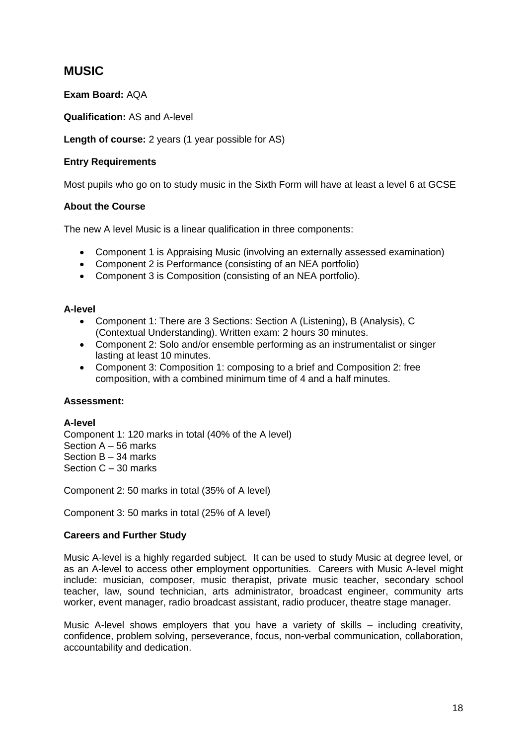## MUSIC

**Exam Board:** AQA

**Qualification:** AS and A-level

**Length of course:** 2 years (1 year possible for AS)

**Entry Requirements**

Most pupils who go on to study music in the Sixth Form will have at least a level 6 at GCSE

**About the Course**

The new A level Music is a linear qualification in three components:

- Component 1 is Appraising Music (involving an externally assessed examination)
- Component 2 is Performance (consisting of an NEA portfolio)
- Component 3 is Composition (consisting of an NEA portfolio).

**A-level**

- Component 1: There are 3 Sections: Section A (Listening), B (Analysis), C (Contextual Understanding). Written exam: 2 hours 30 minutes.
- Component 2: Solo and/or ensemble performing as an instrumentalist or singer lasting at least 10 minutes.
- Component 3: Composition 1: composing to a brief and Composition 2: free composition, with a combined minimum time of 4 and a half minutes.

**Assessment:**

**A-level**

Component 1: 120 marks in total (40% of the A level)
Section A – 56 marks
Section B – 34 marks
Section C – 30 marks

Component 2: 50 marks in total (35% of A level)

Component 3: 50 marks in total (25% of A level)

**Careers and Further Study**

Music A-level is a highly regarded subject. It can be used to study Music at degree level, or as an A-level to access other employment opportunities. Careers with Music A-level might include: musician, composer, music therapist, private music teacher, secondary school teacher, law, sound technician, arts administrator, broadcast engineer, community arts worker, event manager, radio broadcast assistant, radio producer, theatre stage manager.

Music A-level shows employers that you have a variety of skills – including creativity, confidence, problem solving, perseverance, focus, non-verbal communication, collaboration, accountability and dedication.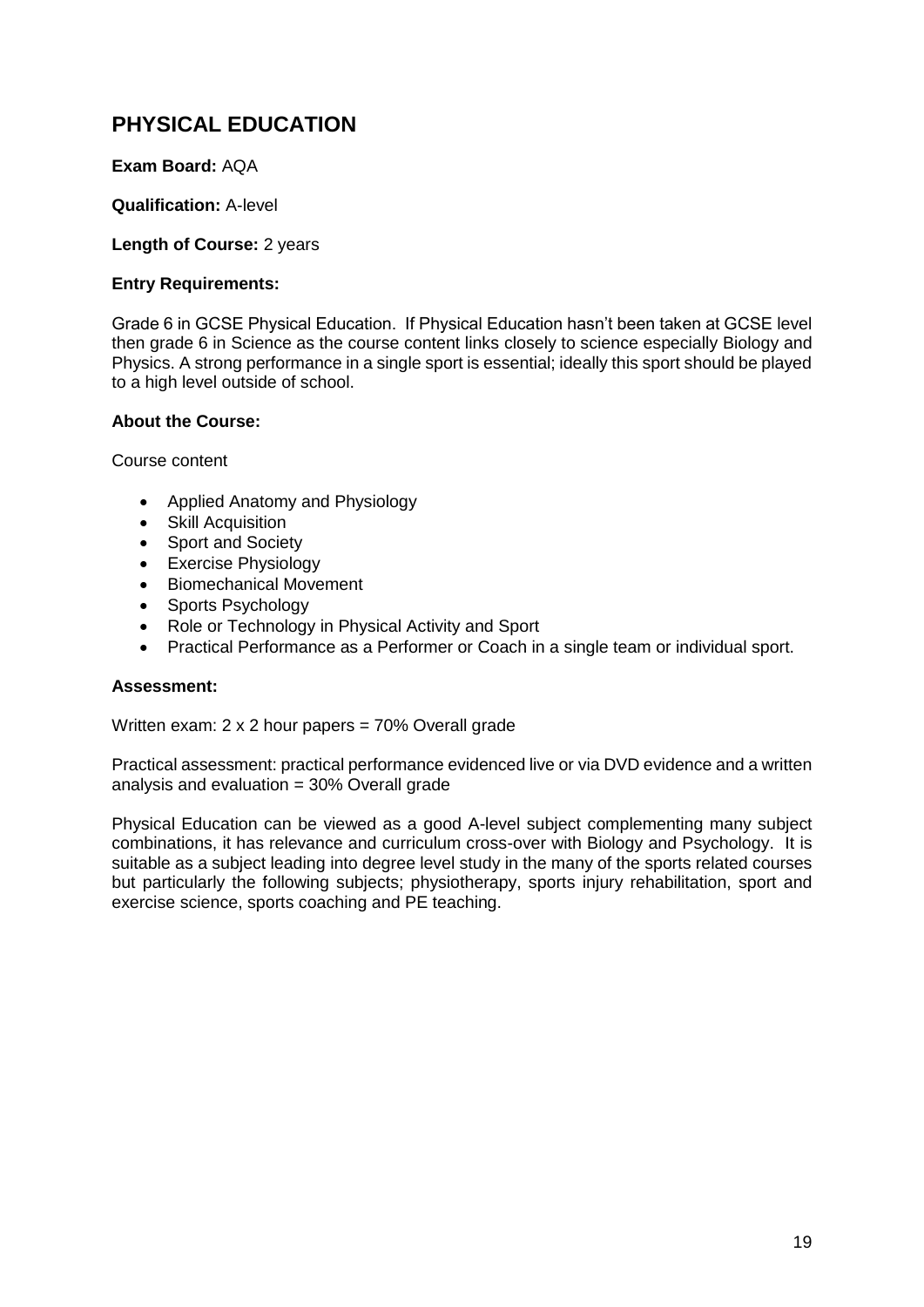# PHYSICAL EDUCATION

**Exam Board:** AQA

**Qualification:** A-level

**Length of Course:** 2 years

**Entry Requirements:**

Grade 6 in GCSE Physical Education. If Physical Education hasn't been taken at GCSE level then grade 6 in Science as the course content links closely to science especially Biology and Physics. A strong performance in a single sport is essential; ideally this sport should be played to a high level outside of school.

**About the Course:**

Course content

- Applied Anatomy and Physiology
- Skill Acquisition
- Sport and Society
- Exercise Physiology
- Biomechanical Movement
- Sports Psychology
- Role or Technology in Physical Activity and Sport
- Practical Performance as a Performer or Coach in a single team or individual sport.

**Assessment:**

Written exam: 2 x 2 hour papers = 70% Overall grade

Practical assessment: practical performance evidenced live or via DVD evidence and a written analysis and evaluation = 30% Overall grade

Physical Education can be viewed as a good A-level subject complementing many subject combinations, it has relevance and curriculum cross-over with Biology and Psychology. It is suitable as a subject leading into degree level study in the many of the sports related courses but particularly the following subjects; physiotherapy, sports injury rehabilitation, sport and exercise science, sports coaching and PE teaching.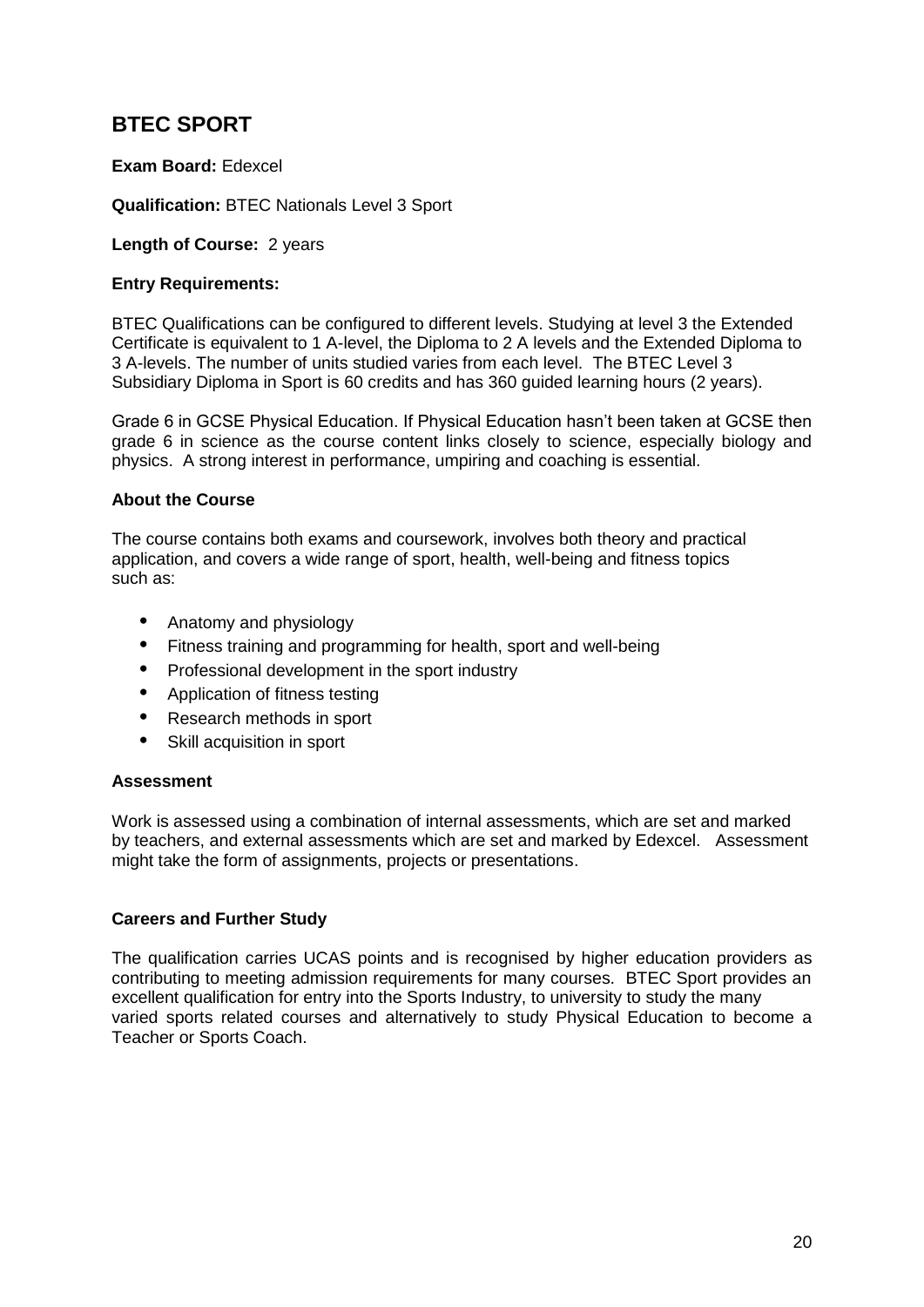## BTEC SPORT

**Exam Board:** Edexcel

**Qualification:** BTEC Nationals Level 3 Sport

**Length of Course:** 2 years

**Entry Requirements:**

BTEC Qualifications can be configured to different levels. Studying at level 3 the Extended Certificate is equivalent to 1 A-level, the Diploma to 2 A levels and the Extended Diploma to 3 A-levels. The number of units studied varies from each level. The BTEC Level 3 Subsidiary Diploma in Sport is 60 credits and has 360 guided learning hours (2 years).

Grade 6 in GCSE Physical Education. If Physical Education hasn't been taken at GCSE then grade 6 in science as the course content links closely to science, especially biology and physics. A strong interest in performance, umpiring and coaching is essential.

**About the Course**

The course contains both exams and coursework, involves both theory and practical application, and covers a wide range of sport, health, well-being and fitness topics such as:

- Anatomy and physiology
- Fitness training and programming for health, sport and well-being
- Professional development in the sport industry
- Application of fitness testing
- Research methods in sport
- Skill acquisition in sport

**Assessment**

Work is assessed using a combination of internal assessments, which are set and marked by teachers, and external assessments which are set and marked by Edexcel. Assessment might take the form of assignments, projects or presentations.

**Careers and Further Study**

The qualification carries UCAS points and is recognised by higher education providers as contributing to meeting admission requirements for many courses. BTEC Sport provides an excellent qualification for entry into the Sports Industry, to university to study the many varied sports related courses and alternatively to study Physical Education to become a Teacher or Sports Coach.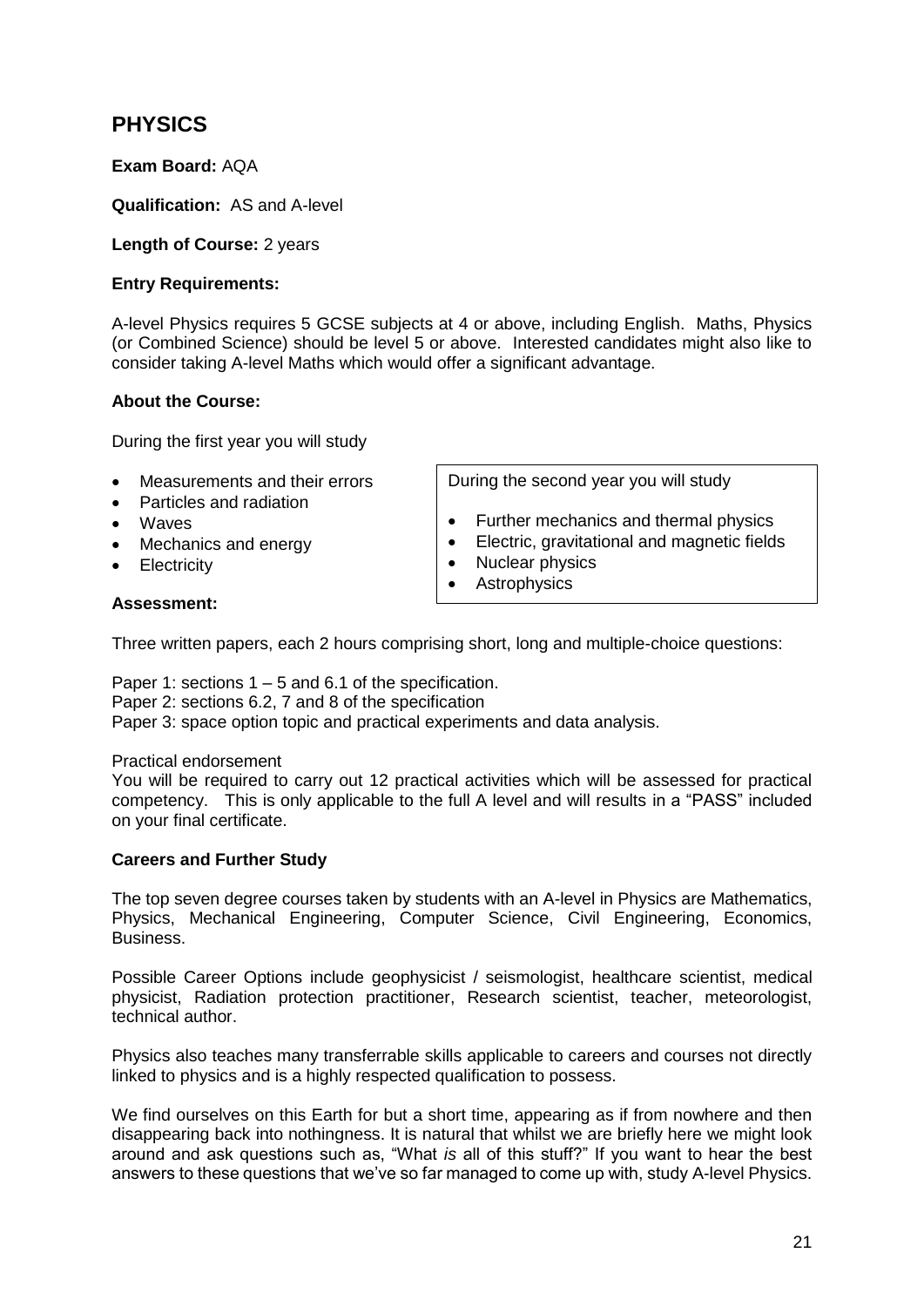# PHYSICS

**Exam Board:** AQA

**Qualification:** AS and A-level

**Length of Course:** 2 years

**Entry Requirements:**

A-level Physics requires 5 GCSE subjects at 4 or above, including English. Maths, Physics (or Combined Science) should be level 5 or above. Interested candidates might also like to consider taking A-level Maths which would offer a significant advantage.

**About the Course:**

During the first year you will study

- Measurements and their errors
- Particles and radiation
- Waves
- Mechanics and energy
- Electricity

During the second year you will study

- Further mechanics and thermal physics
- Electric, gravitational and magnetic fields
- Nuclear physics
- Astrophysics

**Assessment:**

Three written papers, each 2 hours comprising short, long and multiple-choice questions:

Paper 1: sections 1 – 5 and 6.1 of the specification.
Paper 2: sections 6.2, 7 and 8 of the specification
Paper 3: space option topic and practical experiments and data analysis.

Practical endorsement
You will be required to carry out 12 practical activities which will be assessed for practical competency. This is only applicable to the full A level and will results in a "PASS" included on your final certificate.

**Careers and Further Study**

The top seven degree courses taken by students with an A-level in Physics are Mathematics, Physics, Mechanical Engineering, Computer Science, Civil Engineering, Economics, Business.

Possible Career Options include geophysicist / seismologist, healthcare scientist, medical physicist, Radiation protection practitioner, Research scientist, teacher, meteorologist, technical author.

Physics also teaches many transferrable skills applicable to careers and courses not directly linked to physics and is a highly respected qualification to possess.

We find ourselves on this Earth for but a short time, appearing as if from nowhere and then disappearing back into nothingness. It is natural that whilst we are briefly here we might look around and ask questions such as, "What *is* all of this stuff?" If you want to hear the best answers to these questions that we've so far managed to come up with, study A-level Physics.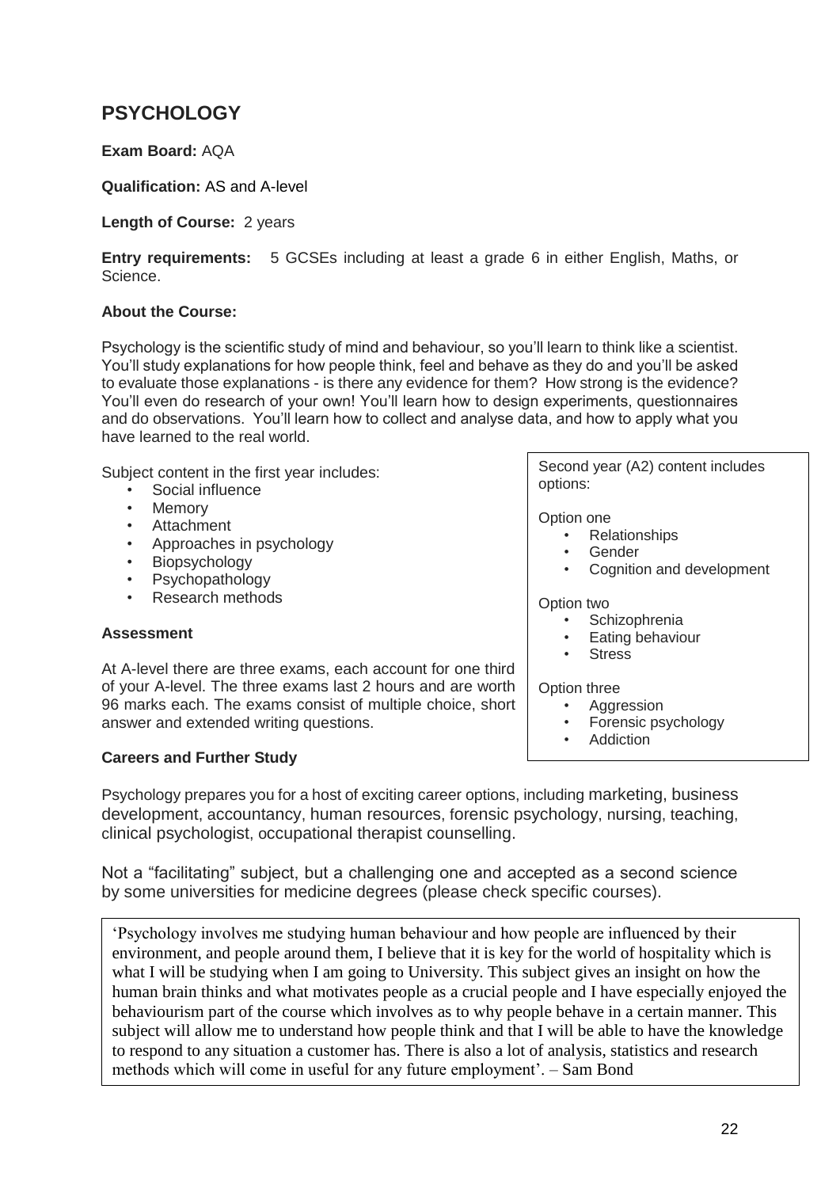## PSYCHOLOGY

**Exam Board:** AQA

**Qualification:** AS and A-level

**Length of Course:** 2 years

**Entry requirements:** 5 GCSEs including at least a grade 6 in either English, Maths, or Science.

**About the Course:**

Psychology is the scientific study of mind and behaviour, so you'll learn to think like a scientist. You'll study explanations for how people think, feel and behave as they do and you'll be asked to evaluate those explanations - is there any evidence for them? How strong is the evidence? You'll even do research of your own! You'll learn how to design experiments, questionnaires and do observations. You'll learn how to collect and analyse data, and how to apply what you have learned to the real world.

Subject content in the first year includes:

- Social influence
- Memory
- Attachment
- Approaches in psychology
- Biopsychology
- Psychopathology
- Research methods

Second year (A2) content includes options:

Option one

- Relationships
- Gender
- Cognition and development

Option two

- Schizophrenia
- Eating behaviour
- Stress

Option three

- Aggression
- Forensic psychology
- Addiction

**Assessment**

At A-level there are three exams, each account for one third of your A-level. The three exams last 2 hours and are worth 96 marks each. The exams consist of multiple choice, short answer and extended writing questions.

**Careers and Further Study**

Psychology prepares you for a host of exciting career options, including marketing, business development, accountancy, human resources, forensic psychology, nursing, teaching, clinical psychologist, occupational therapist counselling.

Not a "facilitating" subject, but a challenging one and accepted as a second science by some universities for medicine degrees (please check specific courses).

'Psychology involves me studying human behaviour and how people are influenced by their environment, and people around them, I believe that it is key for the world of hospitality which is what I will be studying when I am going to University. This subject gives an insight on how the human brain thinks and what motivates people as a crucial people and I have especially enjoyed the behaviourism part of the course which involves as to why people behave in a certain manner. This subject will allow me to understand how people think and that I will be able to have the knowledge to respond to any situation a customer has. There is also a lot of analysis, statistics and research methods which will come in useful for any future employment'. – Sam Bond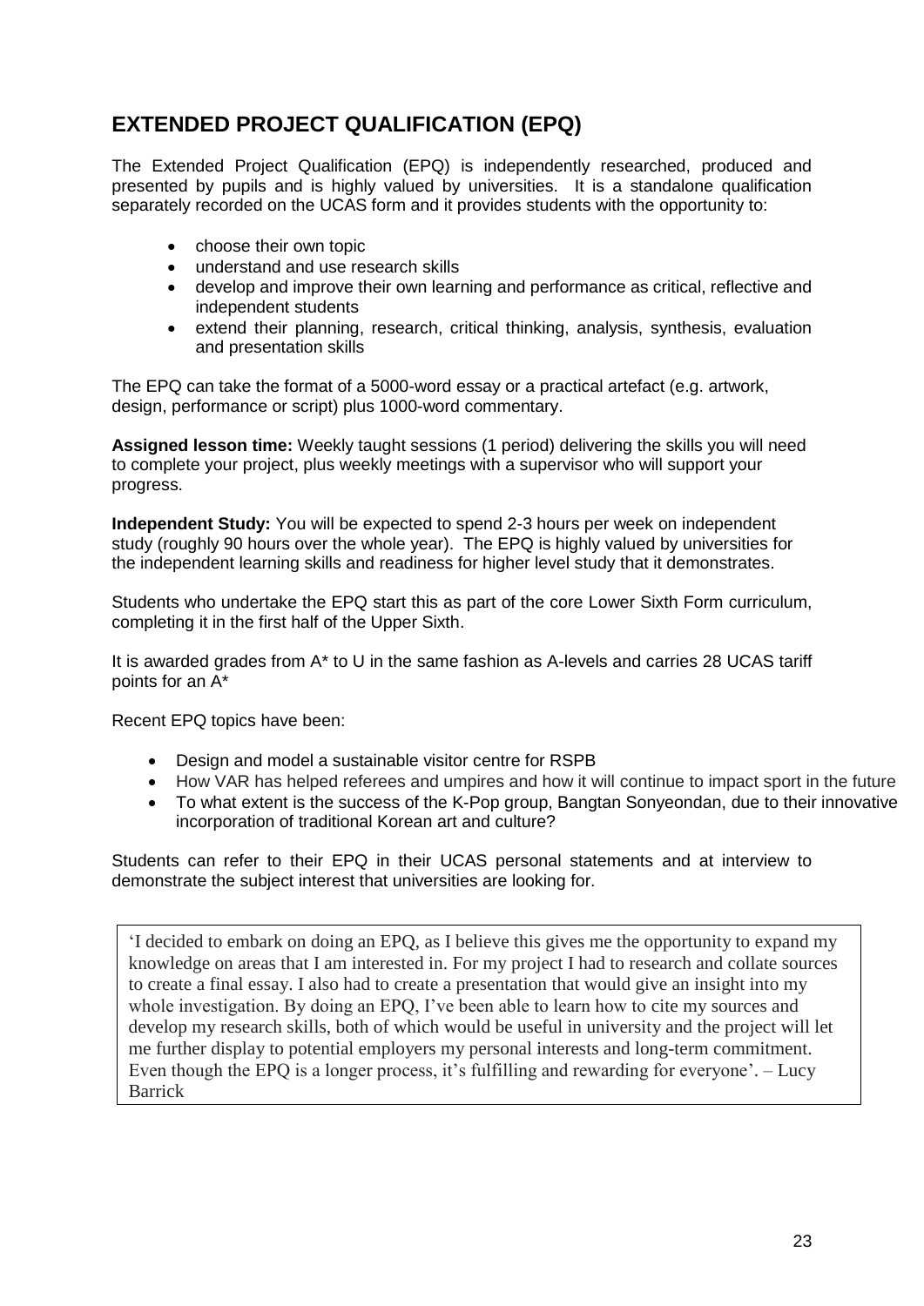## EXTENDED PROJECT QUALIFICATION (EPQ)

The Extended Project Qualification (EPQ) is independently researched, produced and presented by pupils and is highly valued by universities. It is a standalone qualification separately recorded on the UCAS form and it provides students with the opportunity to:

- choose their own topic
- understand and use research skills
- develop and improve their own learning and performance as critical, reflective and independent students
- extend their planning, research, critical thinking, analysis, synthesis, evaluation and presentation skills

The EPQ can take the format of a 5000-word essay or a practical artefact (e.g. artwork, design, performance or script) plus 1000-word commentary.

**Assigned lesson time:** Weekly taught sessions (1 period) delivering the skills you will need to complete your project, plus weekly meetings with a supervisor who will support your progress.

**Independent Study:** You will be expected to spend 2-3 hours per week on independent study (roughly 90 hours over the whole year). The EPQ is highly valued by universities for the independent learning skills and readiness for higher level study that it demonstrates.

Students who undertake the EPQ start this as part of the core Lower Sixth Form curriculum, completing it in the first half of the Upper Sixth.

It is awarded grades from A* to U in the same fashion as A-levels and carries 28 UCAS tariff points for an A*

Recent EPQ topics have been:

- Design and model a sustainable visitor centre for RSPB
- How VAR has helped referees and umpires and how it will continue to impact sport in the future
- To what extent is the success of the K-Pop group, Bangtan Sonyeondan, due to their innovative incorporation of traditional Korean art and culture?

Students can refer to their EPQ in their UCAS personal statements and at interview to demonstrate the subject interest that universities are looking for.

'I decided to embark on doing an EPQ, as I believe this gives me the opportunity to expand my knowledge on areas that I am interested in. For my project I had to research and collate sources to create a final essay. I also had to create a presentation that would give an insight into my whole investigation. By doing an EPQ, I've been able to learn how to cite my sources and develop my research skills, both of which would be useful in university and the project will let me further display to potential employers my personal interests and long-term commitment. Even though the EPQ is a longer process, it's fulfilling and rewarding for everyone'. – Lucy Barrick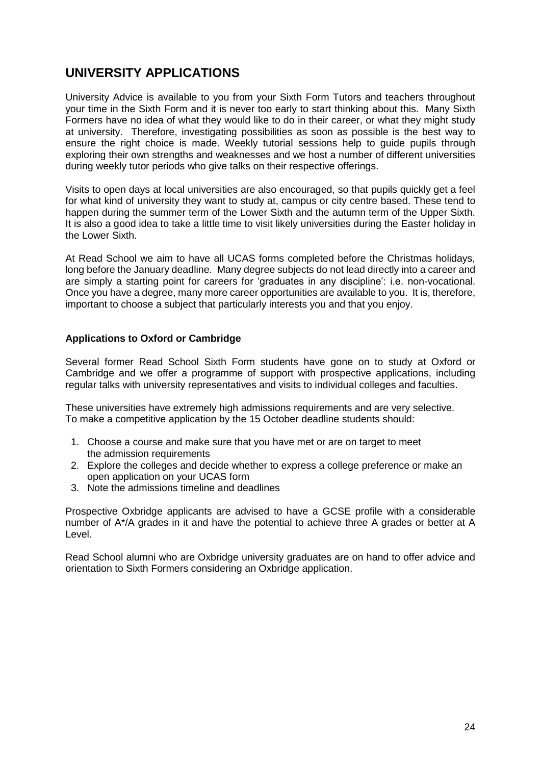## UNIVERSITY APPLICATIONS

University Advice is available to you from your Sixth Form Tutors and teachers throughout your time in the Sixth Form and it is never too early to start thinking about this. Many Sixth Formers have no idea of what they would like to do in their career, or what they might study at university. Therefore, investigating possibilities as soon as possible is the best way to ensure the right choice is made. Weekly tutorial sessions help to guide pupils through exploring their own strengths and weaknesses and we host a number of different universities during weekly tutor periods who give talks on their respective offerings.

Visits to open days at local universities are also encouraged, so that pupils quickly get a feel for what kind of university they want to study at, campus or city centre based. These tend to happen during the summer term of the Lower Sixth and the autumn term of the Upper Sixth. It is also a good idea to take a little time to visit likely universities during the Easter holiday in the Lower Sixth.

At Read School we aim to have all UCAS forms completed before the Christmas holidays, long before the January deadline. Many degree subjects do not lead directly into a career and are simply a starting point for careers for 'graduates in any discipline': i.e. non-vocational. Once you have a degree, many more career opportunities are available to you. It is, therefore, important to choose a subject that particularly interests you and that you enjoy.

**Applications to Oxford or Cambridge**

Several former Read School Sixth Form students have gone on to study at Oxford or Cambridge and we offer a programme of support with prospective applications, including regular talks with university representatives and visits to individual colleges and faculties.

These universities have extremely high admissions requirements and are very selective.
To make a competitive application by the 15 October deadline students should:

1. Choose a course and make sure that you have met or are on target to meet the admission requirements
2. Explore the colleges and decide whether to express a college preference or make an open application on your UCAS form
3. Note the admissions timeline and deadlines

Prospective Oxbridge applicants are advised to have a GCSE profile with a considerable number of A*/A grades in it and have the potential to achieve three A grades or better at A Level.

Read School alumni who are Oxbridge university graduates are on hand to offer advice and orientation to Sixth Formers considering an Oxbridge application.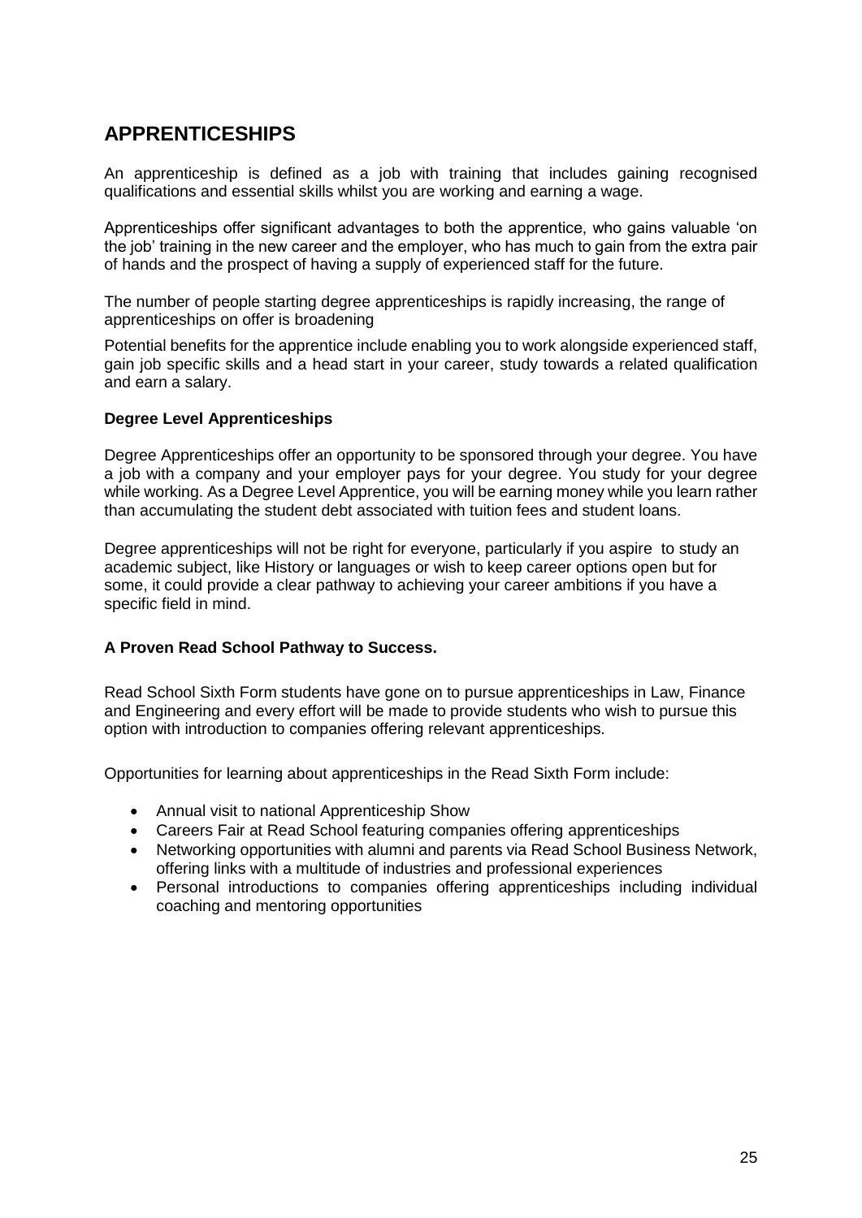# APPRENTICESHIPS

An apprenticeship is defined as a job with training that includes gaining recognised qualifications and essential skills whilst you are working and earning a wage.

Apprenticeships offer significant advantages to both the apprentice, who gains valuable 'on the job' training in the new career and the employer, who has much to gain from the extra pair of hands and the prospect of having a supply of experienced staff for the future.

The number of people starting degree apprenticeships is rapidly increasing, the range of apprenticeships on offer is broadening

Potential benefits for the apprentice include enabling you to work alongside experienced staff, gain job specific skills and a head start in your career, study towards a related qualification and earn a salary.

**Degree Level Apprenticeships**

Degree Apprenticeships offer an opportunity to be sponsored through your degree. You have a job with a company and your employer pays for your degree. You study for your degree while working. As a Degree Level Apprentice, you will be earning money while you learn rather than accumulating the student debt associated with tuition fees and student loans.

Degree apprenticeships will not be right for everyone, particularly if you aspire to study an academic subject, like History or languages or wish to keep career options open but for some, it could provide a clear pathway to achieving your career ambitions if you have a specific field in mind.

**A Proven Read School Pathway to Success.**

Read School Sixth Form students have gone on to pursue apprenticeships in Law, Finance and Engineering and every effort will be made to provide students who wish to pursue this option with introduction to companies offering relevant apprenticeships.

Opportunities for learning about apprenticeships in the Read Sixth Form include:

- Annual visit to national Apprenticeship Show
- Careers Fair at Read School featuring companies offering apprenticeships
- Networking opportunities with alumni and parents via Read School Business Network, offering links with a multitude of industries and professional experiences
- Personal introductions to companies offering apprenticeships including individual coaching and mentoring opportunities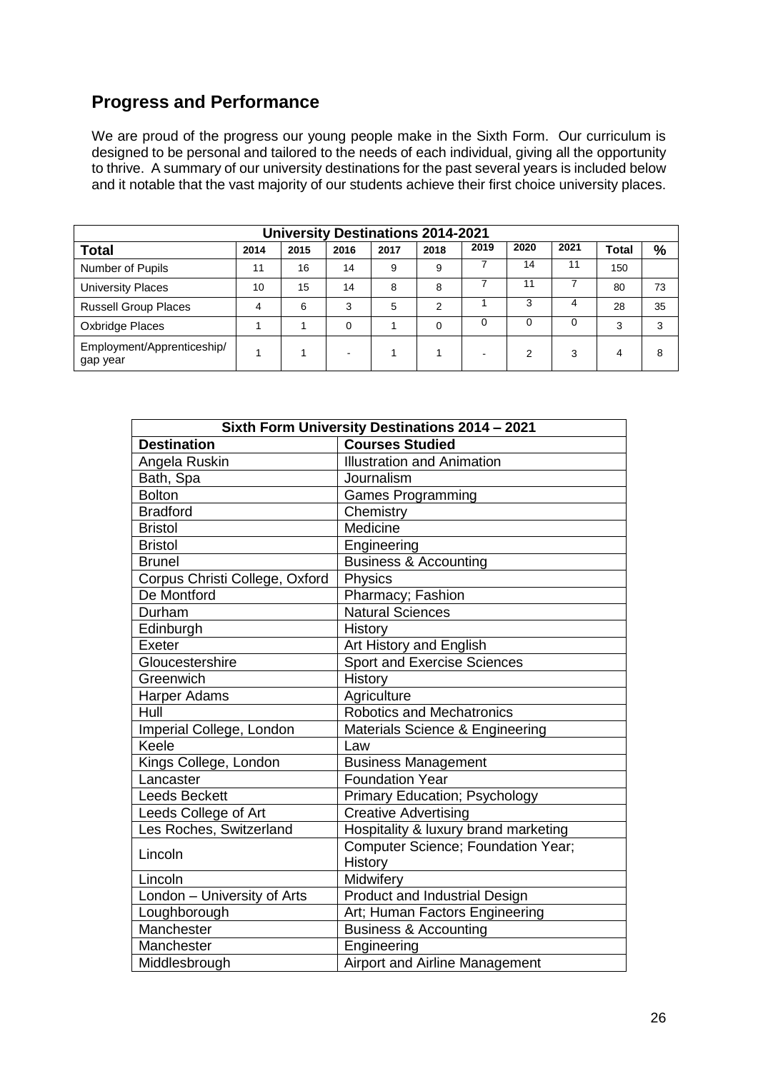## Progress and Performance

We are proud of the progress our young people make in the Sixth Form. Our curriculum is designed to be personal and tailored to the needs of each individual, giving all the opportunity to thrive. A summary of our university destinations for the past several years is included below and it notable that the vast majority of our students achieve their first choice university places.

| University Destinations 2014-2021 | | | | | | | | | | |
|---|---|---|---|---|---|---|---|---|---|---|
| **Total** | **2014** | **2015** | **2016** | **2017** | **2018** | **2019** | **2020** | **2021** | **Total** | **%** |
| Number of Pupils | 11 | 16 | 14 | 9 | 9 | 7 | 14 | 11 | 150 | |
| University Places | 10 | 15 | 14 | 8 | 8 | 7 | 11 | 7 | 80 | 73 |
| Russell Group Places | 4 | 6 | 3 | 5 | 2 | 1 | 3 | 4 | 28 | 35 |
| Oxbridge Places | 1 | 1 | 0 | 1 | 0 | 0 | 0 | 0 | 3 | 3 |
| Employment/Apprenticeship/ gap year | 1 | 1 | - | 1 | 1 | - | 2 | 3 | 4 | 8 |

| Sixth Form University Destinations 2014 – 2021 | |
|---|---|
| **Destination** | **Courses Studied** |
| Angela Ruskin | Illustration and Animation |
| Bath, Spa | Journalism |
| Bolton | Games Programming |
| Bradford | Chemistry |
| Bristol | Medicine |
| Bristol | Engineering |
| Brunel | Business & Accounting |
| Corpus Christi College, Oxford | Physics |
| De Montford | Pharmacy; Fashion |
| Durham | Natural Sciences |
| Edinburgh | History |
| Exeter | Art History and English |
| Gloucestershire | Sport and Exercise Sciences |
| Greenwich | History |
| Harper Adams | Agriculture |
| Hull | Robotics and Mechatronics |
| Imperial College, London | Materials Science & Engineering |
| Keele | Law |
| Kings College, London | Business Management |
| Lancaster | Foundation Year |
| Leeds Beckett | Primary Education; Psychology |
| Leeds College of Art | Creative Advertising |
| Les Roches, Switzerland | Hospitality & luxury brand marketing |
| Lincoln | Computer Science; Foundation Year; History |
| Lincoln | Midwifery |
| London – University of Arts | Product and Industrial Design |
| Loughborough | Art; Human Factors Engineering |
| Manchester | Business & Accounting |
| Manchester | Engineering |
| Middlesbrough | Airport and Airline Management |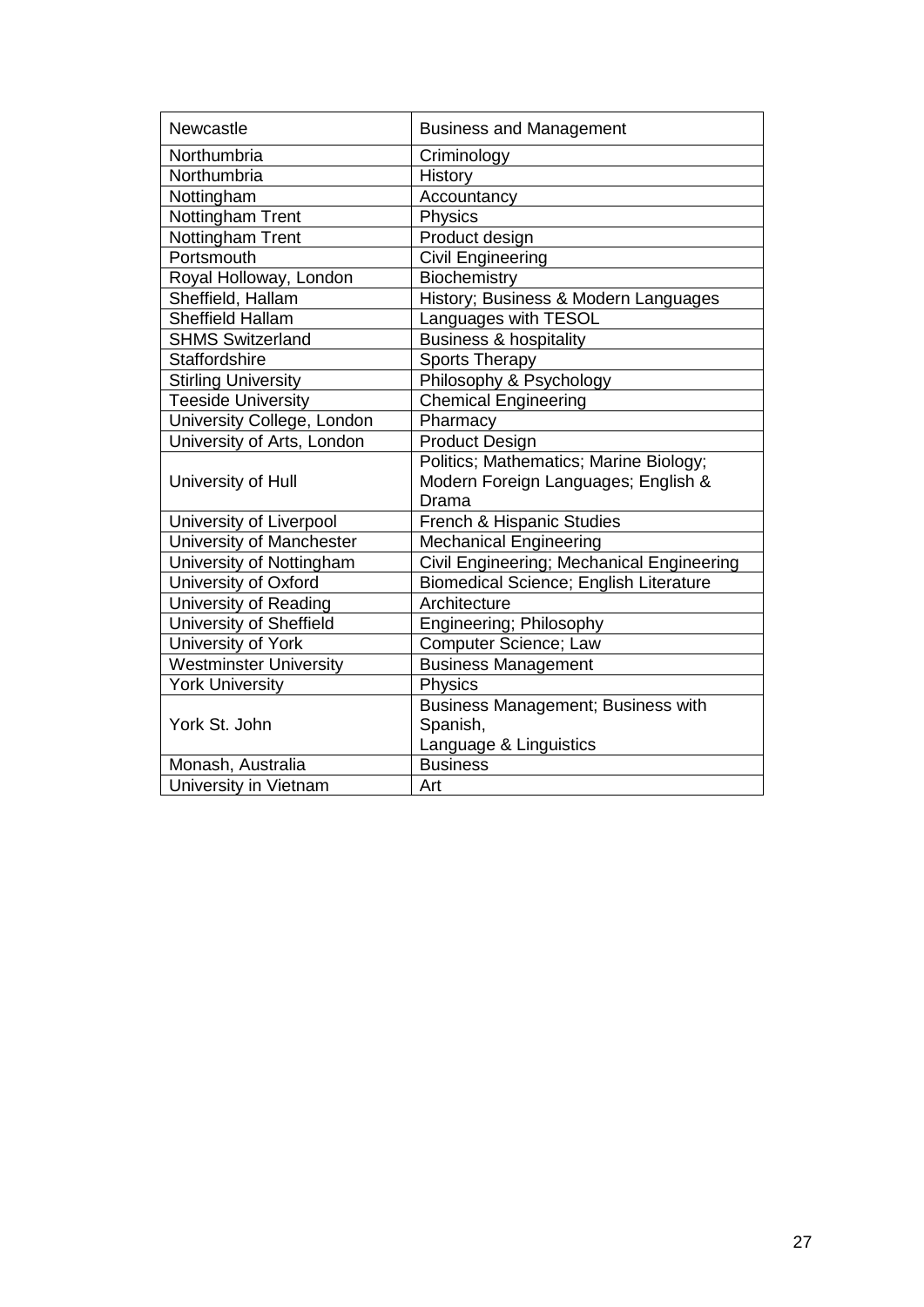| Newcastle | Business and Management |
|---|---|
| Northumbria | Criminology |
| Northumbria | History |
| Nottingham | Accountancy |
| Nottingham Trent | Physics |
| Nottingham Trent | Product design |
| Portsmouth | Civil Engineering |
| Royal Holloway, London | Biochemistry |
| Sheffield, Hallam | History; Business & Modern Languages |
| Sheffield Hallam | Languages with TESOL |
| SHMS Switzerland | Business & hospitality |
| Staffordshire | Sports Therapy |
| Stirling University | Philosophy & Psychology |
| Teeside University | Chemical Engineering |
| University College, London | Pharmacy |
| University of Arts, London | Product Design |
| University of Hull | Politics; Mathematics; Marine Biology; Modern Foreign Languages; English & Drama |
| University of Liverpool | French & Hispanic Studies |
| University of Manchester | Mechanical Engineering |
| University of Nottingham | Civil Engineering; Mechanical Engineering |
| University of Oxford | Biomedical Science; English Literature |
| University of Reading | Architecture |
| University of Sheffield | Engineering; Philosophy |
| University of York | Computer Science; Law |
| Westminster University | Business Management |
| York University | Physics |
| York St. John | Business Management; Business with Spanish, Language & Linguistics |
| Monash, Australia | Business |
| University in Vietnam | Art |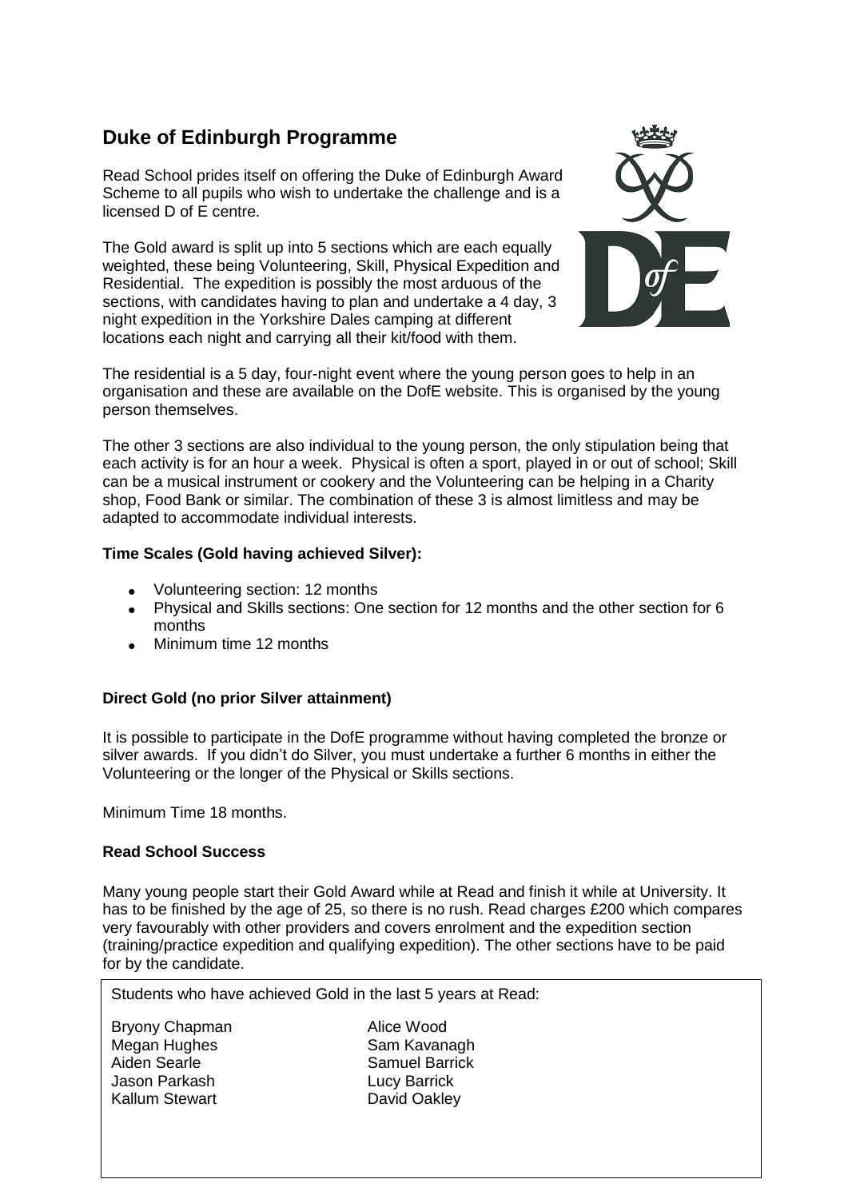## Duke of Edinburgh Programme

Read School prides itself on offering the Duke of Edinburgh Award Scheme to all pupils who wish to undertake the challenge and is a licensed D of E centre.

The Gold award is split up into 5 sections which are each equally weighted, these being Volunteering, Skill, Physical Expedition and Residential. The expedition is possibly the most arduous of the sections, with candidates having to plan and undertake a 4 day, 3 night expedition in the Yorkshire Dales camping at different locations each night and carrying all their kit/food with them.

The residential is a 5 day, four-night event where the young person goes to help in an organisation and these are available on the DofE website. This is organised by the young person themselves.

The other 3 sections are also individual to the young person, the only stipulation being that each activity is for an hour a week. Physical is often a sport, played in or out of school; Skill can be a musical instrument or cookery and the Volunteering can be helping in a Charity shop, Food Bank or similar. The combination of these 3 is almost limitless and may be adapted to accommodate individual interests.

**Time Scales (Gold having achieved Silver):**

- Volunteering section: 12 months
- Physical and Skills sections: One section for 12 months and the other section for 6 months
- Minimum time 12 months

**Direct Gold (no prior Silver attainment)**

It is possible to participate in the DofE programme without having completed the bronze or silver awards. If you didn't do Silver, you must undertake a further 6 months in either the Volunteering or the longer of the Physical or Skills sections.

Minimum Time 18 months.

**Read School Success**

Many young people start their Gold Award while at Read and finish it while at University. It has to be finished by the age of 25, so there is no rush. Read charges £200 which compares very favourably with other providers and covers enrolment and the expedition section (training/practice expedition and qualifying expedition). The other sections have to be paid for by the candidate.

Students who have achieved Gold in the last 5 years at Read:

Bryony Chapman
Megan Hughes
Aiden Searle
Jason Parkash
Kallum Stewart
Alice Wood
Sam Kavanagh
Samuel Barrick
Lucy Barrick
David Oakley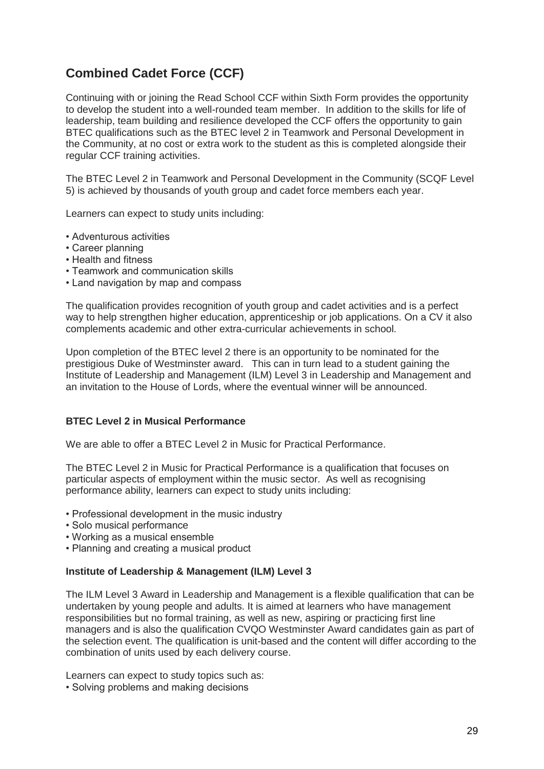## Combined Cadet Force (CCF)

Continuing with or joining the Read School CCF within Sixth Form provides the opportunity to develop the student into a well-rounded team member. In addition to the skills for life of leadership, team building and resilience developed the CCF offers the opportunity to gain BTEC qualifications such as the BTEC level 2 in Teamwork and Personal Development in the Community, at no cost or extra work to the student as this is completed alongside their regular CCF training activities.

The BTEC Level 2 in Teamwork and Personal Development in the Community (SCQF Level 5) is achieved by thousands of youth group and cadet force members each year.

Learners can expect to study units including:

- Adventurous activities
- Career planning
- Health and fitness
- Teamwork and communication skills
- Land navigation by map and compass

The qualification provides recognition of youth group and cadet activities and is a perfect way to help strengthen higher education, apprenticeship or job applications. On a CV it also complements academic and other extra-curricular achievements in school.

Upon completion of the BTEC level 2 there is an opportunity to be nominated for the prestigious Duke of Westminster award. This can in turn lead to a student gaining the Institute of Leadership and Management (ILM) Level 3 in Leadership and Management and an invitation to the House of Lords, where the eventual winner will be announced.

#### BTEC Level 2 in Musical Performance

We are able to offer a BTEC Level 2 in Music for Practical Performance.

The BTEC Level 2 in Music for Practical Performance is a qualification that focuses on particular aspects of employment within the music sector. As well as recognising performance ability, learners can expect to study units including:

- Professional development in the music industry
- Solo musical performance
- Working as a musical ensemble
- Planning and creating a musical product

#### Institute of Leadership & Management (ILM) Level 3

The ILM Level 3 Award in Leadership and Management is a flexible qualification that can be undertaken by young people and adults. It is aimed at learners who have management responsibilities but no formal training, as well as new, aspiring or practicing first line managers and is also the qualification CVQO Westminster Award candidates gain as part of the selection event. The qualification is unit-based and the content will differ according to the combination of units used by each delivery course.

Learners can expect to study topics such as:

- Solving problems and making decisions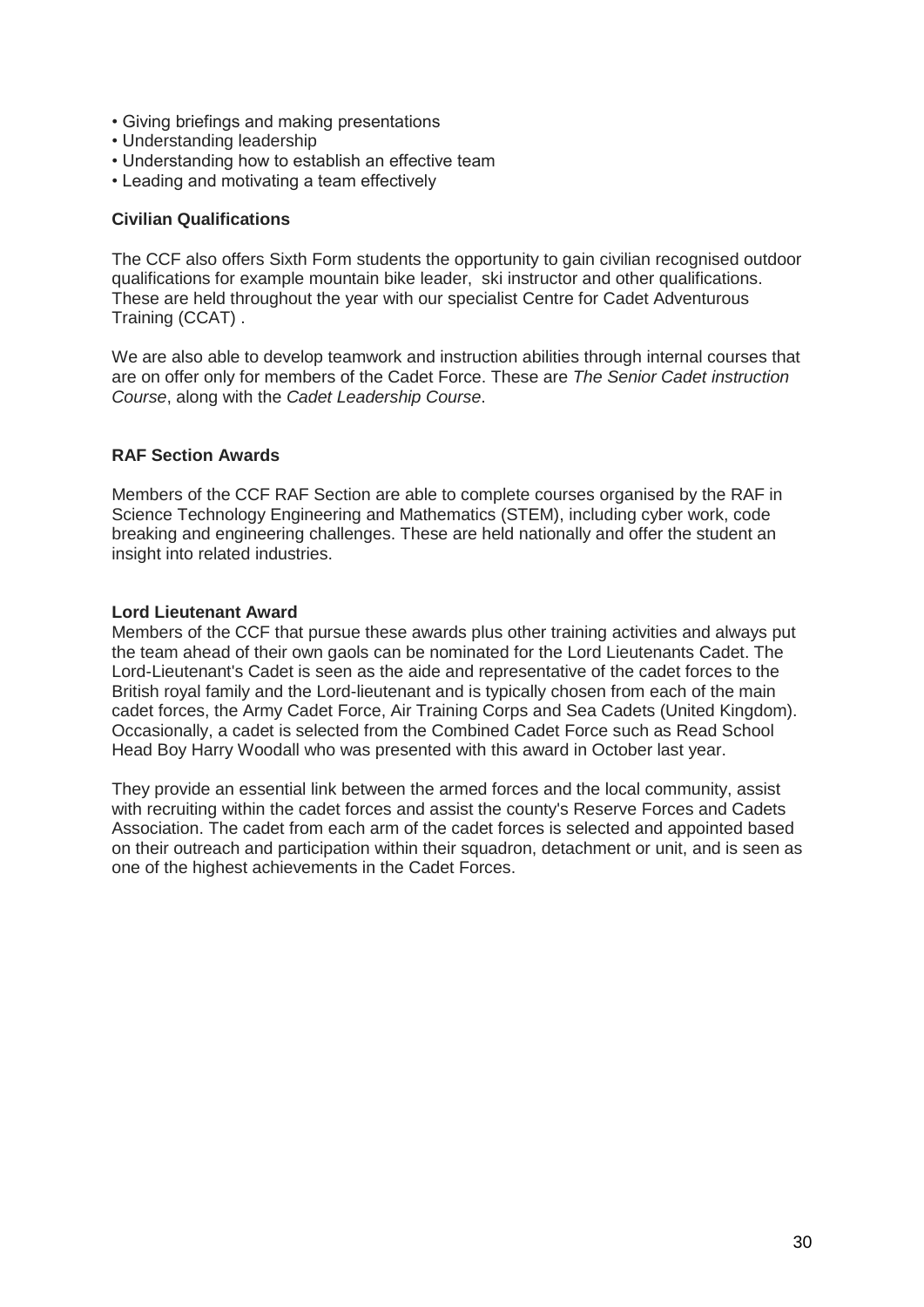- Giving briefings and making presentations
- Understanding leadership
- Understanding how to establish an effective team
- Leading and motivating a team effectively

**Civilian Qualifications**

The CCF also offers Sixth Form students the opportunity to gain civilian recognised outdoor qualifications for example mountain bike leader,  ski instructor and other qualifications. These are held throughout the year with our specialist Centre for Cadet Adventurous Training (CCAT) .

We are also able to develop teamwork and instruction abilities through internal courses that are on offer only for members of the Cadet Force. These are *The Senior Cadet instruction Course*, along with the *Cadet Leadership Course*.

**RAF Section Awards**

Members of the CCF RAF Section are able to complete courses organised by the RAF in Science Technology Engineering and Mathematics (STEM), including cyber work, code breaking and engineering challenges. These are held nationally and offer the student an insight into related industries.

**Lord Lieutenant Award**

Members of the CCF that pursue these awards plus other training activities and always put the team ahead of their own gaols can be nominated for the Lord Lieutenants Cadet. The Lord-Lieutenant's Cadet is seen as the aide and representative of the cadet forces to the British royal family and the Lord-lieutenant and is typically chosen from each of the main cadet forces, the Army Cadet Force, Air Training Corps and Sea Cadets (United Kingdom). Occasionally, a cadet is selected from the Combined Cadet Force such as Read School Head Boy Harry Woodall who was presented with this award in October last year.

They provide an essential link between the armed forces and the local community, assist with recruiting within the cadet forces and assist the county's Reserve Forces and Cadets Association. The cadet from each arm of the cadet forces is selected and appointed based on their outreach and participation within their squadron, detachment or unit, and is seen as one of the highest achievements in the Cadet Forces.